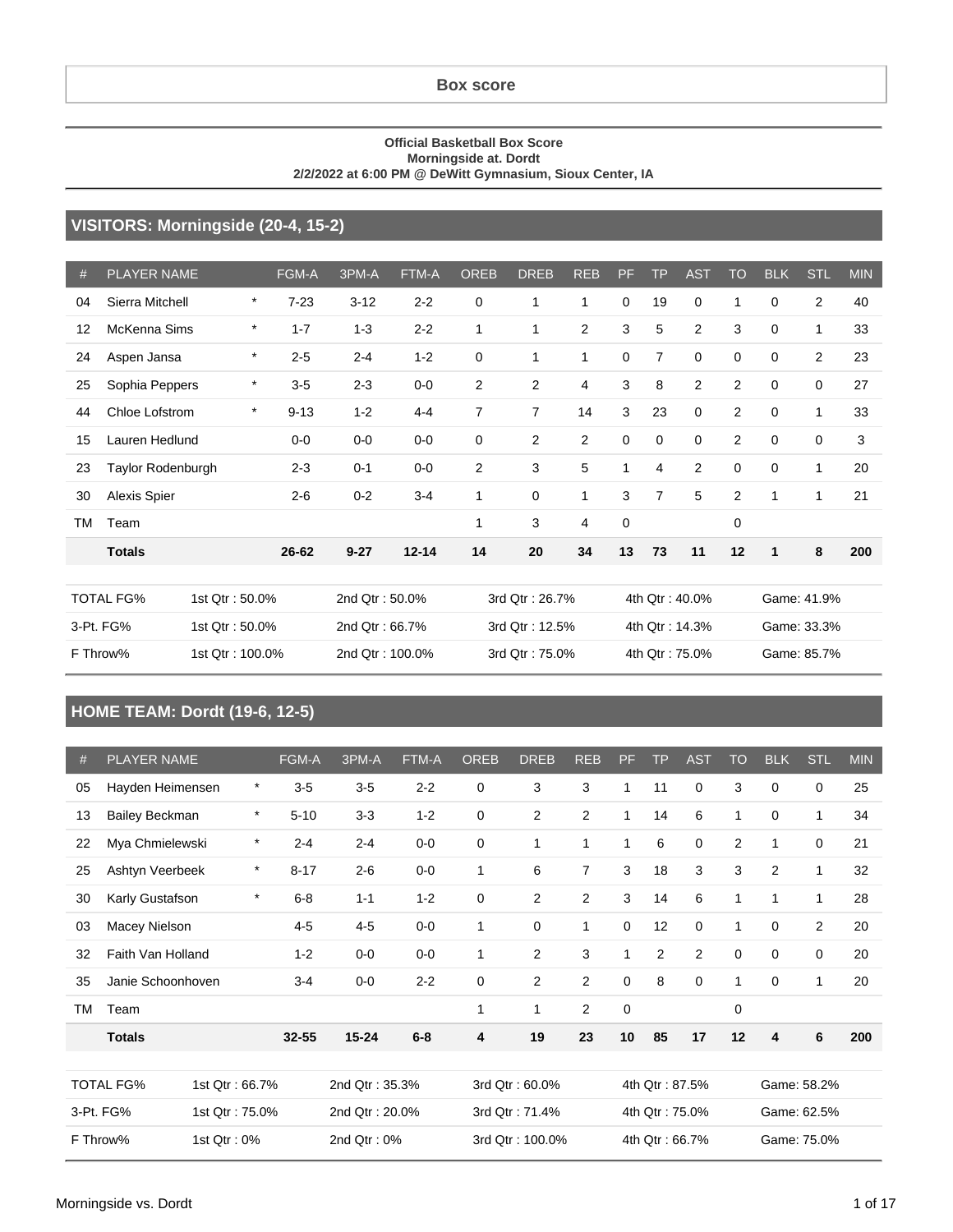# Box score

**Official Basketball Box Score**
**Morningside at. Dordt**
**2/2/2022 at 6:00 PM @ DeWitt Gymnasium, Sioux Center, IA**

## VISITORS: Morningside (20-4, 15-2)

| # | PLAYER NAME | | FGM-A | 3PM-A | FTM-A | OREB | DREB | REB | PF | TP | AST | TO | BLK | STL | MIN |
|---|---|---|---|---|---|---|---|---|---|---|---|---|---|---|---|
| 04 | Sierra Mitchell | * | 7-23 | 3-12 | 2-2 | 0 | 1 | 1 | 0 | 19 | 0 | 1 | 0 | 2 | 40 |
| 12 | McKenna Sims | * | 1-7 | 1-3 | 2-2 | 1 | 1 | 2 | 3 | 5 | 2 | 3 | 0 | 1 | 33 |
| 24 | Aspen Jansa | * | 2-5 | 2-4 | 1-2 | 0 | 1 | 1 | 0 | 7 | 0 | 0 | 0 | 2 | 23 |
| 25 | Sophia Peppers | * | 3-5 | 2-3 | 0-0 | 2 | 2 | 4 | 3 | 8 | 2 | 2 | 0 | 0 | 27 |
| 44 | Chloe Lofstrom | * | 9-13 | 1-2 | 4-4 | 7 | 7 | 14 | 3 | 23 | 0 | 2 | 0 | 1 | 33 |
| 15 | Lauren Hedlund | | 0-0 | 0-0 | 0-0 | 0 | 2 | 2 | 0 | 0 | 0 | 2 | 0 | 0 | 3 |
| 23 | Taylor Rodenburgh | | 2-3 | 0-1 | 0-0 | 2 | 3 | 5 | 1 | 4 | 2 | 0 | 0 | 1 | 20 |
| 30 | Alexis Spier | | 2-6 | 0-2 | 3-4 | 1 | 0 | 1 | 3 | 7 | 5 | 2 | 1 | 1 | 21 |
| TM | Team | | | | | 1 | 3 | 4 | 0 | | | 0 | | | |
| | **Totals** | | **26-62** | **9-27** | **12-14** | **14** | **20** | **34** | **13** | **73** | **11** | **12** | **1** | **8** | **200** |

| | | | | | |
|---|---|---|---|---|---|
| TOTAL FG% | 1st Qtr : 50.0% | 2nd Qtr : 50.0% | 3rd Qtr : 26.7% | 4th Qtr : 40.0% | Game: 41.9% |
| 3-Pt. FG% | 1st Qtr : 50.0% | 2nd Qtr : 66.7% | 3rd Qtr : 12.5% | 4th Qtr : 14.3% | Game: 33.3% |
| F Throw% | 1st Qtr : 100.0% | 2nd Qtr : 100.0% | 3rd Qtr : 75.0% | 4th Qtr : 75.0% | Game: 85.7% |

## HOME TEAM: Dordt (19-6, 12-5)

| # | PLAYER NAME | | FGM-A | 3PM-A | FTM-A | OREB | DREB | REB | PF | TP | AST | TO | BLK | STL | MIN |
|---|---|---|---|---|---|---|---|---|---|---|---|---|---|---|---|
| 05 | Hayden Heimensen | * | 3-5 | 3-5 | 2-2 | 0 | 3 | 3 | 1 | 11 | 0 | 3 | 0 | 0 | 25 |
| 13 | Bailey Beckman | * | 5-10 | 3-3 | 1-2 | 0 | 2 | 2 | 1 | 14 | 6 | 1 | 0 | 1 | 34 |
| 22 | Mya Chmielewski | * | 2-4 | 2-4 | 0-0 | 0 | 1 | 1 | 1 | 6 | 0 | 2 | 1 | 0 | 21 |
| 25 | Ashtyn Veerbeek | * | 8-17 | 2-6 | 0-0 | 1 | 6 | 7 | 3 | 18 | 3 | 3 | 2 | 1 | 32 |
| 30 | Karly Gustafson | * | 6-8 | 1-1 | 1-2 | 0 | 2 | 2 | 3 | 14 | 6 | 1 | 1 | 1 | 28 |
| 03 | Macey Nielson | | 4-5 | 4-5 | 0-0 | 1 | 0 | 1 | 0 | 12 | 0 | 1 | 0 | 2 | 20 |
| 32 | Faith Van Holland | | 1-2 | 0-0 | 0-0 | 1 | 2 | 3 | 1 | 2 | 2 | 0 | 0 | 0 | 20 |
| 35 | Janie Schoonhoven | | 3-4 | 0-0 | 2-2 | 0 | 2 | 2 | 0 | 8 | 0 | 1 | 0 | 1 | 20 |
| TM | Team | | | | | 1 | 1 | 2 | 0 | | | 0 | | | |
| | **Totals** | | **32-55** | **15-24** | **6-8** | **4** | **19** | **23** | **10** | **85** | **17** | **12** | **4** | **6** | **200** |

| | | | | | |
|---|---|---|---|---|---|
| TOTAL FG% | 1st Qtr : 66.7% | 2nd Qtr : 35.3% | 3rd Qtr : 60.0% | 4th Qtr : 87.5% | Game: 58.2% |
| 3-Pt. FG% | 1st Qtr : 75.0% | 2nd Qtr : 20.0% | 3rd Qtr : 71.4% | 4th Qtr : 75.0% | Game: 62.5% |
| F Throw% | 1st Qtr : 0% | 2nd Qtr : 0% | 3rd Qtr : 100.0% | 4th Qtr : 66.7% | Game: 75.0% |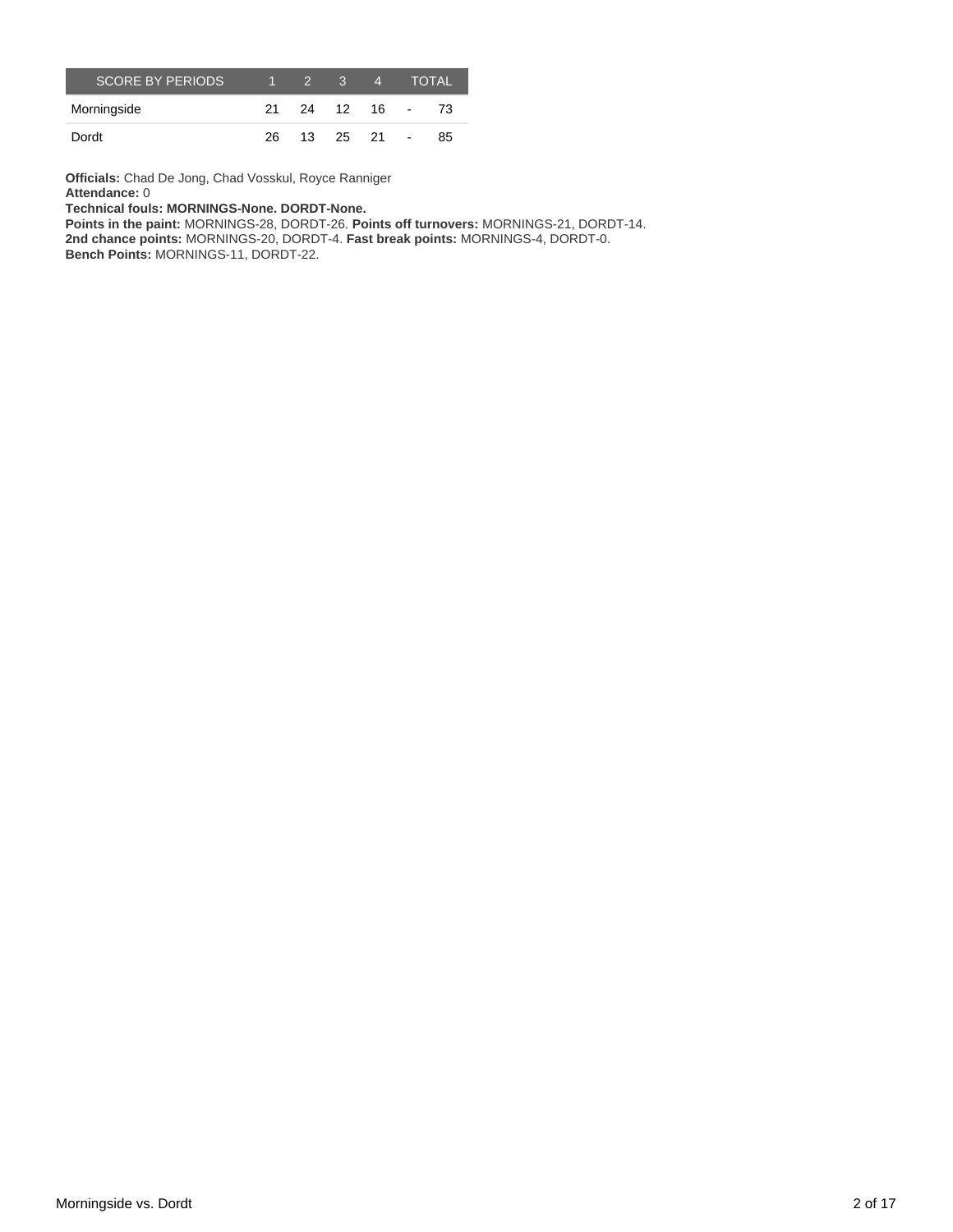| SCORE BY PERIODS | 1 | 2 | 3 | 4 | | TOTAL |
|---|---|---|---|---|---|---|
| Morningside | 21 | 24 | 12 | 16 | - | 73 |
| Dordt | 26 | 13 | 25 | 21 | - | 85 |

**Officials:** Chad De Jong, Chad Vosskul, Royce Ranniger
**Attendance:** 0
**Technical fouls: MORNINGS-None. DORDT-None.**
**Points in the paint:** MORNINGS-28, DORDT-26. **Points off turnovers:** MORNINGS-21, DORDT-14.
**2nd chance points:** MORNINGS-20, DORDT-4. **Fast break points:** MORNINGS-4, DORDT-0.
**Bench Points:** MORNINGS-11, DORDT-22.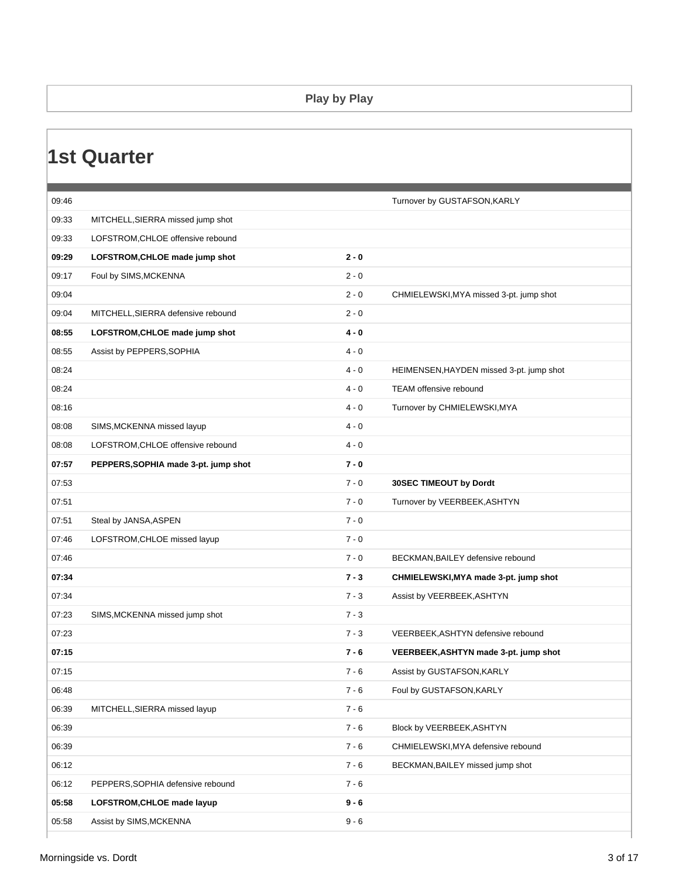## Play by Play

# 1st Quarter

| Time | Morningside | Score | Dordt |
|---|---|---|---|
| 09:46 | | | Turnover by GUSTAFSON,KARLY |
| 09:33 | MITCHELL,SIERRA missed jump shot | | |
| 09:33 | LOFSTROM,CHLOE offensive rebound | | |
| **09:29** | **LOFSTROM,CHLOE made jump shot** | **2 - 0** | |
| 09:17 | Foul by SIMS,MCKENNA | 2 - 0 | |
| 09:04 | | 2 - 0 | CHMIELEWSKI,MYA missed 3-pt. jump shot |
| 09:04 | MITCHELL,SIERRA defensive rebound | 2 - 0 | |
| **08:55** | **LOFSTROM,CHLOE made jump shot** | **4 - 0** | |
| 08:55 | Assist by PEPPERS,SOPHIA | 4 - 0 | |
| 08:24 | | 4 - 0 | HEIMENSEN,HAYDEN missed 3-pt. jump shot |
| 08:24 | | 4 - 0 | TEAM offensive rebound |
| 08:16 | | 4 - 0 | Turnover by CHMIELEWSKI,MYA |
| 08:08 | SIMS,MCKENNA missed layup | 4 - 0 | |
| 08:08 | LOFSTROM,CHLOE offensive rebound | 4 - 0 | |
| **07:57** | **PEPPERS,SOPHIA made 3-pt. jump shot** | **7 - 0** | |
| 07:53 | | 7 - 0 | **30SEC TIMEOUT by Dordt** |
| 07:51 | | 7 - 0 | Turnover by VEERBEEK,ASHTYN |
| 07:51 | Steal by JANSA,ASPEN | 7 - 0 | |
| 07:46 | LOFSTROM,CHLOE missed layup | 7 - 0 | |
| 07:46 | | 7 - 0 | BECKMAN,BAILEY defensive rebound |
| **07:34** | | **7 - 3** | **CHMIELEWSKI,MYA made 3-pt. jump shot** |
| 07:34 | | 7 - 3 | Assist by VEERBEEK,ASHTYN |
| 07:23 | SIMS,MCKENNA missed jump shot | 7 - 3 | |
| 07:23 | | 7 - 3 | VEERBEEK,ASHTYN defensive rebound |
| **07:15** | | **7 - 6** | **VEERBEEK,ASHTYN made 3-pt. jump shot** |
| 07:15 | | 7 - 6 | Assist by GUSTAFSON,KARLY |
| 06:48 | | 7 - 6 | Foul by GUSTAFSON,KARLY |
| 06:39 | MITCHELL,SIERRA missed layup | 7 - 6 | |
| 06:39 | | 7 - 6 | Block by VEERBEEK,ASHTYN |
| 06:39 | | 7 - 6 | CHMIELEWSKI,MYA defensive rebound |
| 06:12 | | 7 - 6 | BECKMAN,BAILEY missed jump shot |
| 06:12 | PEPPERS,SOPHIA defensive rebound | 7 - 6 | |
| **05:58** | **LOFSTROM,CHLOE made layup** | **9 - 6** | |
| 05:58 | Assist by SIMS,MCKENNA | 9 - 6 | |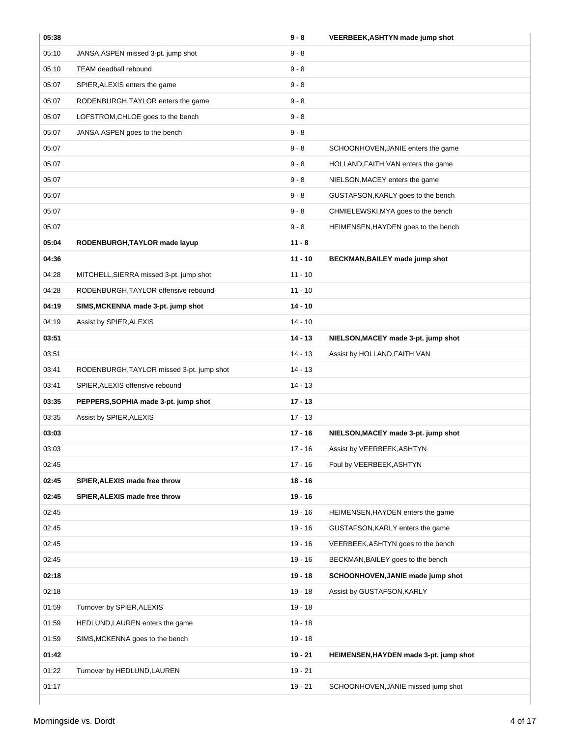| | | | |
|---|---|---|---|
| **05:38** | | **9 - 8** | **VEERBEEK,ASHTYN made jump shot** |
| 05:10 | JANSA,ASPEN missed 3-pt. jump shot | 9 - 8 | |
| 05:10 | TEAM deadball rebound | 9 - 8 | |
| 05:07 | SPIER,ALEXIS enters the game | 9 - 8 | |
| 05:07 | RODENBURGH,TAYLOR enters the game | 9 - 8 | |
| 05:07 | LOFSTROM,CHLOE goes to the bench | 9 - 8 | |
| 05:07 | JANSA,ASPEN goes to the bench | 9 - 8 | |
| 05:07 | | 9 - 8 | SCHOONHOVEN,JANIE enters the game |
| 05:07 | | 9 - 8 | HOLLAND,FAITH VAN enters the game |
| 05:07 | | 9 - 8 | NIELSON,MACEY enters the game |
| 05:07 | | 9 - 8 | GUSTAFSON,KARLY goes to the bench |
| 05:07 | | 9 - 8 | CHMIELEWSKI,MYA goes to the bench |
| 05:07 | | 9 - 8 | HEIMENSEN,HAYDEN goes to the bench |
| **05:04** | **RODENBURGH,TAYLOR made layup** | **11 - 8** | |
| **04:36** | | **11 - 10** | **BECKMAN,BAILEY made jump shot** |
| 04:28 | MITCHELL,SIERRA missed 3-pt. jump shot | 11 - 10 | |
| 04:28 | RODENBURGH,TAYLOR offensive rebound | 11 - 10 | |
| **04:19** | **SIMS,MCKENNA made 3-pt. jump shot** | **14 - 10** | |
| 04:19 | Assist by SPIER,ALEXIS | 14 - 10 | |
| **03:51** | | **14 - 13** | **NIELSON,MACEY made 3-pt. jump shot** |
| 03:51 | | 14 - 13 | Assist by HOLLAND,FAITH VAN |
| 03:41 | RODENBURGH,TAYLOR missed 3-pt. jump shot | 14 - 13 | |
| 03:41 | SPIER,ALEXIS offensive rebound | 14 - 13 | |
| **03:35** | **PEPPERS,SOPHIA made 3-pt. jump shot** | **17 - 13** | |
| 03:35 | Assist by SPIER,ALEXIS | 17 - 13 | |
| **03:03** | | **17 - 16** | **NIELSON,MACEY made 3-pt. jump shot** |
| 03:03 | | 17 - 16 | Assist by VEERBEEK,ASHTYN |
| 02:45 | | 17 - 16 | Foul by VEERBEEK,ASHTYN |
| **02:45** | **SPIER,ALEXIS made free throw** | **18 - 16** | |
| **02:45** | **SPIER,ALEXIS made free throw** | **19 - 16** | |
| 02:45 | | 19 - 16 | HEIMENSEN,HAYDEN enters the game |
| 02:45 | | 19 - 16 | GUSTAFSON,KARLY enters the game |
| 02:45 | | 19 - 16 | VEERBEEK,ASHTYN goes to the bench |
| 02:45 | | 19 - 16 | BECKMAN,BAILEY goes to the bench |
| **02:18** | | **19 - 18** | **SCHOONHOVEN,JANIE made jump shot** |
| 02:18 | | 19 - 18 | Assist by GUSTAFSON,KARLY |
| 01:59 | Turnover by SPIER,ALEXIS | 19 - 18 | |
| 01:59 | HEDLUND,LAUREN enters the game | 19 - 18 | |
| 01:59 | SIMS,MCKENNA goes to the bench | 19 - 18 | |
| **01:42** | | **19 - 21** | **HEIMENSEN,HAYDEN made 3-pt. jump shot** |
| 01:22 | Turnover by HEDLUND,LAUREN | 19 - 21 | |
| 01:17 | | 19 - 21 | SCHOONHOVEN,JANIE missed jump shot |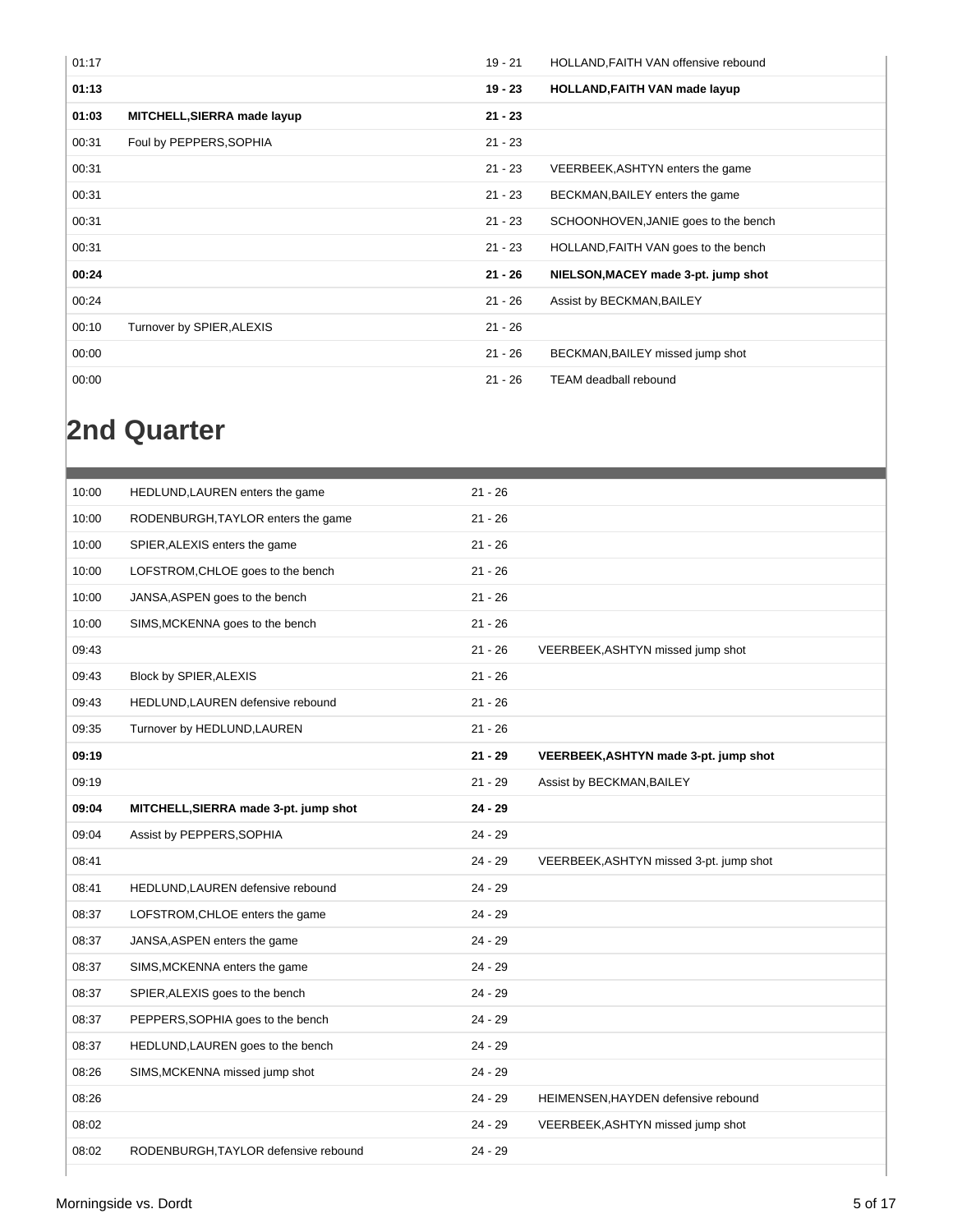| | | | |
|---|---|---|---|
| 01:17 | | 19 - 21 | HOLLAND,FAITH VAN offensive rebound |
| **01:13** | | **19 - 23** | **HOLLAND,FAITH VAN made layup** |
| **01:03** | **MITCHELL,SIERRA made layup** | **21 - 23** | |
| 00:31 | Foul by PEPPERS,SOPHIA | 21 - 23 | |
| 00:31 | | 21 - 23 | VEERBEEK,ASHTYN enters the game |
| 00:31 | | 21 - 23 | BECKMAN,BAILEY enters the game |
| 00:31 | | 21 - 23 | SCHOONHOVEN,JANIE goes to the bench |
| 00:31 | | 21 - 23 | HOLLAND,FAITH VAN goes to the bench |
| **00:24** | | **21 - 26** | **NIELSON,MACEY made 3-pt. jump shot** |
| 00:24 | | 21 - 26 | Assist by BECKMAN,BAILEY |
| 00:10 | Turnover by SPIER,ALEXIS | 21 - 26 | |
| 00:00 | | 21 - 26 | BECKMAN,BAILEY missed jump shot |
| 00:00 | | 21 - 26 | TEAM deadball rebound |

## 2nd Quarter

| | | | |
|---|---|---|---|
| 10:00 | HEDLUND,LAUREN enters the game | 21 - 26 | |
| 10:00 | RODENBURGH,TAYLOR enters the game | 21 - 26 | |
| 10:00 | SPIER,ALEXIS enters the game | 21 - 26 | |
| 10:00 | LOFSTROM,CHLOE goes to the bench | 21 - 26 | |
| 10:00 | JANSA,ASPEN goes to the bench | 21 - 26 | |
| 10:00 | SIMS,MCKENNA goes to the bench | 21 - 26 | |
| 09:43 | | 21 - 26 | VEERBEEK,ASHTYN missed jump shot |
| 09:43 | Block by SPIER,ALEXIS | 21 - 26 | |
| 09:43 | HEDLUND,LAUREN defensive rebound | 21 - 26 | |
| 09:35 | Turnover by HEDLUND,LAUREN | 21 - 26 | |
| **09:19** | | **21 - 29** | **VEERBEEK,ASHTYN made 3-pt. jump shot** |
| 09:19 | | 21 - 29 | Assist by BECKMAN,BAILEY |
| **09:04** | **MITCHELL,SIERRA made 3-pt. jump shot** | **24 - 29** | |
| 09:04 | Assist by PEPPERS,SOPHIA | 24 - 29 | |
| 08:41 | | 24 - 29 | VEERBEEK,ASHTYN missed 3-pt. jump shot |
| 08:41 | HEDLUND,LAUREN defensive rebound | 24 - 29 | |
| 08:37 | LOFSTROM,CHLOE enters the game | 24 - 29 | |
| 08:37 | JANSA,ASPEN enters the game | 24 - 29 | |
| 08:37 | SIMS,MCKENNA enters the game | 24 - 29 | |
| 08:37 | SPIER,ALEXIS goes to the bench | 24 - 29 | |
| 08:37 | PEPPERS,SOPHIA goes to the bench | 24 - 29 | |
| 08:37 | HEDLUND,LAUREN goes to the bench | 24 - 29 | |
| 08:26 | SIMS,MCKENNA missed jump shot | 24 - 29 | |
| 08:26 | | 24 - 29 | HEIMENSEN,HAYDEN defensive rebound |
| 08:02 | | 24 - 29 | VEERBEEK,ASHTYN missed jump shot |
| 08:02 | RODENBURGH,TAYLOR defensive rebound | 24 - 29 | |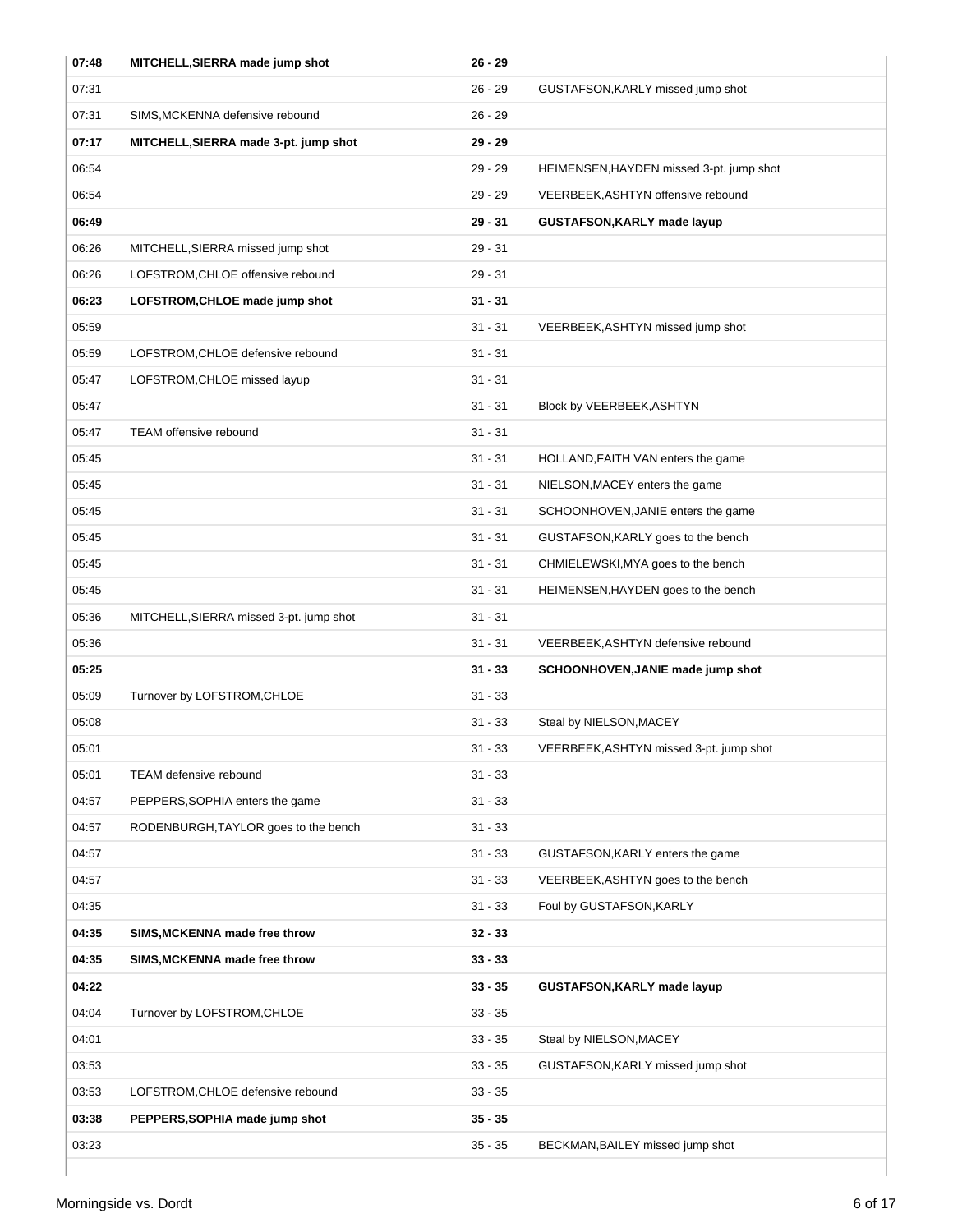| | | | |
|---|---|---|---|
| **07:48** | **MITCHELL,SIERRA made jump shot** | **26 - 29** | |
| 07:31 | | 26 - 29 | GUSTAFSON,KARLY missed jump shot |
| 07:31 | SIMS,MCKENNA defensive rebound | 26 - 29 | |
| **07:17** | **MITCHELL,SIERRA made 3-pt. jump shot** | **29 - 29** | |
| 06:54 | | 29 - 29 | HEIMENSEN,HAYDEN missed 3-pt. jump shot |
| 06:54 | | 29 - 29 | VEERBEEK,ASHTYN offensive rebound |
| **06:49** | | **29 - 31** | **GUSTAFSON,KARLY made layup** |
| 06:26 | MITCHELL,SIERRA missed jump shot | 29 - 31 | |
| 06:26 | LOFSTROM,CHLOE offensive rebound | 29 - 31 | |
| **06:23** | **LOFSTROM,CHLOE made jump shot** | **31 - 31** | |
| 05:59 | | 31 - 31 | VEERBEEK,ASHTYN missed jump shot |
| 05:59 | LOFSTROM,CHLOE defensive rebound | 31 - 31 | |
| 05:47 | LOFSTROM,CHLOE missed layup | 31 - 31 | |
| 05:47 | | 31 - 31 | Block by VEERBEEK,ASHTYN |
| 05:47 | TEAM offensive rebound | 31 - 31 | |
| 05:45 | | 31 - 31 | HOLLAND,FAITH VAN enters the game |
| 05:45 | | 31 - 31 | NIELSON,MACEY enters the game |
| 05:45 | | 31 - 31 | SCHOONHOVEN,JANIE enters the game |
| 05:45 | | 31 - 31 | GUSTAFSON,KARLY goes to the bench |
| 05:45 | | 31 - 31 | CHMIELEWSKI,MYA goes to the bench |
| 05:45 | | 31 - 31 | HEIMENSEN,HAYDEN goes to the bench |
| 05:36 | MITCHELL,SIERRA missed 3-pt. jump shot | 31 - 31 | |
| 05:36 | | 31 - 31 | VEERBEEK,ASHTYN defensive rebound |
| **05:25** | | **31 - 33** | **SCHOONHOVEN,JANIE made jump shot** |
| 05:09 | Turnover by LOFSTROM,CHLOE | 31 - 33 | |
| 05:08 | | 31 - 33 | Steal by NIELSON,MACEY |
| 05:01 | | 31 - 33 | VEERBEEK,ASHTYN missed 3-pt. jump shot |
| 05:01 | TEAM defensive rebound | 31 - 33 | |
| 04:57 | PEPPERS,SOPHIA enters the game | 31 - 33 | |
| 04:57 | RODENBURGH,TAYLOR goes to the bench | 31 - 33 | |
| 04:57 | | 31 - 33 | GUSTAFSON,KARLY enters the game |
| 04:57 | | 31 - 33 | VEERBEEK,ASHTYN goes to the bench |
| 04:35 | | 31 - 33 | Foul by GUSTAFSON,KARLY |
| **04:35** | **SIMS,MCKENNA made free throw** | **32 - 33** | |
| **04:35** | **SIMS,MCKENNA made free throw** | **33 - 33** | |
| **04:22** | | **33 - 35** | **GUSTAFSON,KARLY made layup** |
| 04:04 | Turnover by LOFSTROM,CHLOE | 33 - 35 | |
| 04:01 | | 33 - 35 | Steal by NIELSON,MACEY |
| 03:53 | | 33 - 35 | GUSTAFSON,KARLY missed jump shot |
| 03:53 | LOFSTROM,CHLOE defensive rebound | 33 - 35 | |
| **03:38** | **PEPPERS,SOPHIA made jump shot** | **35 - 35** | |
| 03:23 | | 35 - 35 | BECKMAN,BAILEY missed jump shot |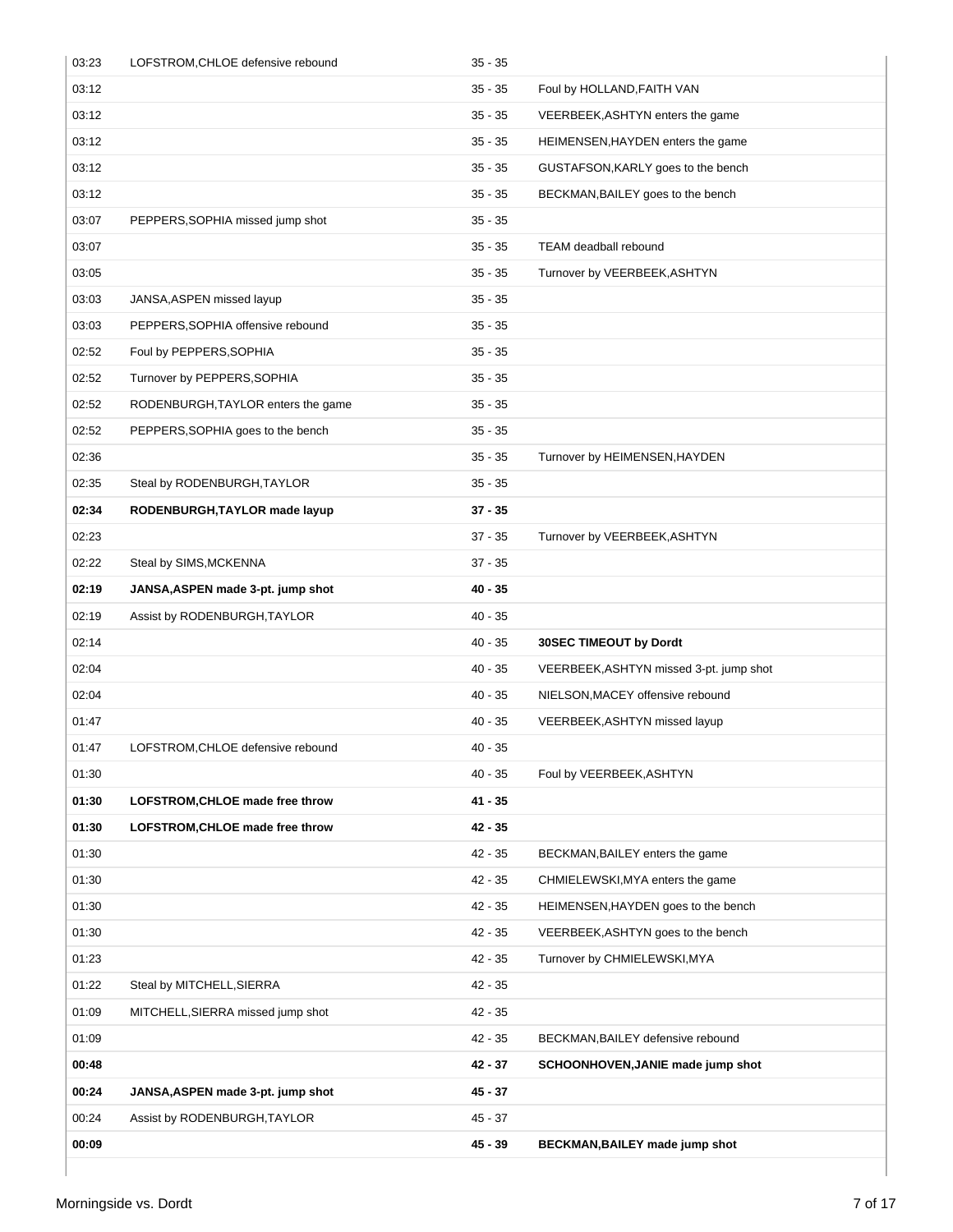| | | | |
|---|---|---|---|
| 03:23 | LOFSTROM,CHLOE defensive rebound | 35 - 35 | |
| 03:12 | | 35 - 35 | Foul by HOLLAND,FAITH VAN |
| 03:12 | | 35 - 35 | VEERBEEK,ASHTYN enters the game |
| 03:12 | | 35 - 35 | HEIMENSEN,HAYDEN enters the game |
| 03:12 | | 35 - 35 | GUSTAFSON,KARLY goes to the bench |
| 03:12 | | 35 - 35 | BECKMAN,BAILEY goes to the bench |
| 03:07 | PEPPERS,SOPHIA missed jump shot | 35 - 35 | |
| 03:07 | | 35 - 35 | TEAM deadball rebound |
| 03:05 | | 35 - 35 | Turnover by VEERBEEK,ASHTYN |
| 03:03 | JANSA,ASPEN missed layup | 35 - 35 | |
| 03:03 | PEPPERS,SOPHIA offensive rebound | 35 - 35 | |
| 02:52 | Foul by PEPPERS,SOPHIA | 35 - 35 | |
| 02:52 | Turnover by PEPPERS,SOPHIA | 35 - 35 | |
| 02:52 | RODENBURGH,TAYLOR enters the game | 35 - 35 | |
| 02:52 | PEPPERS,SOPHIA goes to the bench | 35 - 35 | |
| 02:36 | | 35 - 35 | Turnover by HEIMENSEN,HAYDEN |
| 02:35 | Steal by RODENBURGH,TAYLOR | 35 - 35 | |
| **02:34** | **RODENBURGH,TAYLOR made layup** | **37 - 35** | |
| 02:23 | | 37 - 35 | Turnover by VEERBEEK,ASHTYN |
| 02:22 | Steal by SIMS,MCKENNA | 37 - 35 | |
| **02:19** | **JANSA,ASPEN made 3-pt. jump shot** | **40 - 35** | |
| 02:19 | Assist by RODENBURGH,TAYLOR | 40 - 35 | |
| 02:14 | | 40 - 35 | **30SEC TIMEOUT by Dordt** |
| 02:04 | | 40 - 35 | VEERBEEK,ASHTYN missed 3-pt. jump shot |
| 02:04 | | 40 - 35 | NIELSON,MACEY offensive rebound |
| 01:47 | | 40 - 35 | VEERBEEK,ASHTYN missed layup |
| 01:47 | LOFSTROM,CHLOE defensive rebound | 40 - 35 | |
| 01:30 | | 40 - 35 | Foul by VEERBEEK,ASHTYN |
| **01:30** | **LOFSTROM,CHLOE made free throw** | **41 - 35** | |
| **01:30** | **LOFSTROM,CHLOE made free throw** | **42 - 35** | |
| 01:30 | | 42 - 35 | BECKMAN,BAILEY enters the game |
| 01:30 | | 42 - 35 | CHMIELEWSKI,MYA enters the game |
| 01:30 | | 42 - 35 | HEIMENSEN,HAYDEN goes to the bench |
| 01:30 | | 42 - 35 | VEERBEEK,ASHTYN goes to the bench |
| 01:23 | | 42 - 35 | Turnover by CHMIELEWSKI,MYA |
| 01:22 | Steal by MITCHELL,SIERRA | 42 - 35 | |
| 01:09 | MITCHELL,SIERRA missed jump shot | 42 - 35 | |
| 01:09 | | 42 - 35 | BECKMAN,BAILEY defensive rebound |
| **00:48** | | **42 - 37** | **SCHOONHOVEN,JANIE made jump shot** |
| **00:24** | **JANSA,ASPEN made 3-pt. jump shot** | **45 - 37** | |
| 00:24 | Assist by RODENBURGH,TAYLOR | 45 - 37 | |
| **00:09** | | **45 - 39** | **BECKMAN,BAILEY made jump shot** |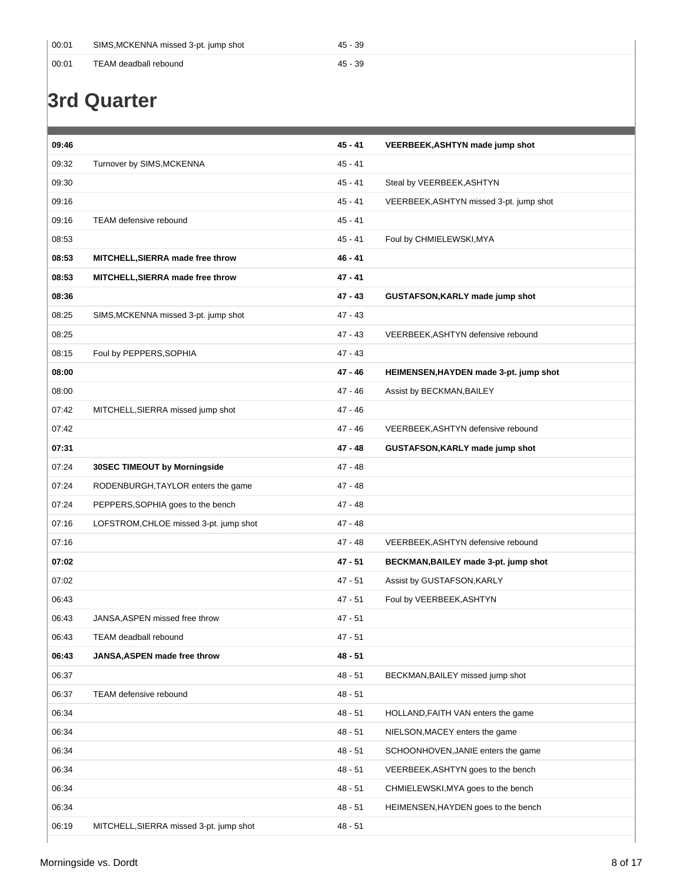| | | | |
|---|---|---|---|
| 00:01 | SIMS,MCKENNA missed 3-pt. jump shot | 45 - 39 | |
| 00:01 | TEAM deadball rebound | 45 - 39 | |

# 3rd Quarter

| | | | |
|---|---|---|---|
| **09:46** | | **45 - 41** | **VEERBEEK,ASHTYN made jump shot** |
| 09:32 | Turnover by SIMS,MCKENNA | 45 - 41 | |
| 09:30 | | 45 - 41 | Steal by VEERBEEK,ASHTYN |
| 09:16 | | 45 - 41 | VEERBEEK,ASHTYN missed 3-pt. jump shot |
| 09:16 | TEAM defensive rebound | 45 - 41 | |
| 08:53 | | 45 - 41 | Foul by CHMIELEWSKI,MYA |
| **08:53** | **MITCHELL,SIERRA made free throw** | **46 - 41** | |
| **08:53** | **MITCHELL,SIERRA made free throw** | **47 - 41** | |
| **08:36** | | **47 - 43** | **GUSTAFSON,KARLY made jump shot** |
| 08:25 | SIMS,MCKENNA missed 3-pt. jump shot | 47 - 43 | |
| 08:25 | | 47 - 43 | VEERBEEK,ASHTYN defensive rebound |
| 08:15 | Foul by PEPPERS,SOPHIA | 47 - 43 | |
| **08:00** | | **47 - 46** | **HEIMENSEN,HAYDEN made 3-pt. jump shot** |
| 08:00 | | 47 - 46 | Assist by BECKMAN,BAILEY |
| 07:42 | MITCHELL,SIERRA missed jump shot | 47 - 46 | |
| 07:42 | | 47 - 46 | VEERBEEK,ASHTYN defensive rebound |
| **07:31** | | **47 - 48** | **GUSTAFSON,KARLY made jump shot** |
| 07:24 | **30SEC TIMEOUT by Morningside** | 47 - 48 | |
| 07:24 | RODENBURGH,TAYLOR enters the game | 47 - 48 | |
| 07:24 | PEPPERS,SOPHIA goes to the bench | 47 - 48 | |
| 07:16 | LOFSTROM,CHLOE missed 3-pt. jump shot | 47 - 48 | |
| 07:16 | | 47 - 48 | VEERBEEK,ASHTYN defensive rebound |
| **07:02** | | **47 - 51** | **BECKMAN,BAILEY made 3-pt. jump shot** |
| 07:02 | | 47 - 51 | Assist by GUSTAFSON,KARLY |
| 06:43 | | 47 - 51 | Foul by VEERBEEK,ASHTYN |
| 06:43 | JANSA,ASPEN missed free throw | 47 - 51 | |
| 06:43 | TEAM deadball rebound | 47 - 51 | |
| **06:43** | **JANSA,ASPEN made free throw** | **48 - 51** | |
| 06:37 | | 48 - 51 | BECKMAN,BAILEY missed jump shot |
| 06:37 | TEAM defensive rebound | 48 - 51 | |
| 06:34 | | 48 - 51 | HOLLAND,FAITH VAN enters the game |
| 06:34 | | 48 - 51 | NIELSON,MACEY enters the game |
| 06:34 | | 48 - 51 | SCHOONHOVEN,JANIE enters the game |
| 06:34 | | 48 - 51 | VEERBEEK,ASHTYN goes to the bench |
| 06:34 | | 48 - 51 | CHMIELEWSKI,MYA goes to the bench |
| 06:34 | | 48 - 51 | HEIMENSEN,HAYDEN goes to the bench |
| 06:19 | MITCHELL,SIERRA missed 3-pt. jump shot | 48 - 51 | |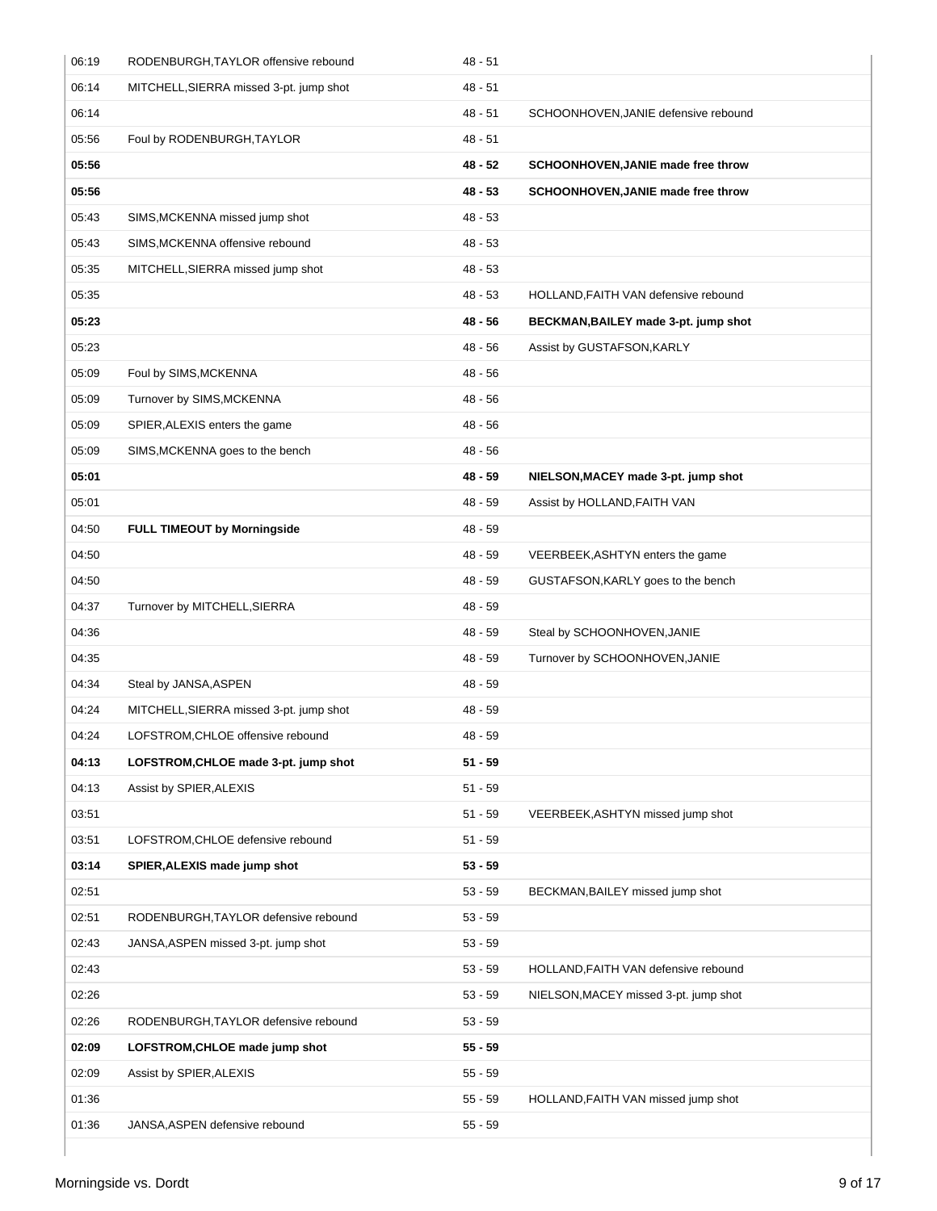| | | | |
|---|---|---|---|
| 06:19 | RODENBURGH,TAYLOR offensive rebound | 48 - 51 | |
| 06:14 | MITCHELL,SIERRA missed 3-pt. jump shot | 48 - 51 | |
| 06:14 | | 48 - 51 | SCHOONHOVEN,JANIE defensive rebound |
| 05:56 | Foul by RODENBURGH,TAYLOR | 48 - 51 | |
| **05:56** | | **48 - 52** | **SCHOONHOVEN,JANIE made free throw** |
| **05:56** | | **48 - 53** | **SCHOONHOVEN,JANIE made free throw** |
| 05:43 | SIMS,MCKENNA missed jump shot | 48 - 53 | |
| 05:43 | SIMS,MCKENNA offensive rebound | 48 - 53 | |
| 05:35 | MITCHELL,SIERRA missed jump shot | 48 - 53 | |
| 05:35 | | 48 - 53 | HOLLAND,FAITH VAN defensive rebound |
| **05:23** | | **48 - 56** | **BECKMAN,BAILEY made 3-pt. jump shot** |
| 05:23 | | 48 - 56 | Assist by GUSTAFSON,KARLY |
| 05:09 | Foul by SIMS,MCKENNA | 48 - 56 | |
| 05:09 | Turnover by SIMS,MCKENNA | 48 - 56 | |
| 05:09 | SPIER,ALEXIS enters the game | 48 - 56 | |
| 05:09 | SIMS,MCKENNA goes to the bench | 48 - 56 | |
| **05:01** | | **48 - 59** | **NIELSON,MACEY made 3-pt. jump shot** |
| 05:01 | | 48 - 59 | Assist by HOLLAND,FAITH VAN |
| 04:50 | **FULL TIMEOUT by Morningside** | 48 - 59 | |
| 04:50 | | 48 - 59 | VEERBEEK,ASHTYN enters the game |
| 04:50 | | 48 - 59 | GUSTAFSON,KARLY goes to the bench |
| 04:37 | Turnover by MITCHELL,SIERRA | 48 - 59 | |
| 04:36 | | 48 - 59 | Steal by SCHOONHOVEN,JANIE |
| 04:35 | | 48 - 59 | Turnover by SCHOONHOVEN,JANIE |
| 04:34 | Steal by JANSA,ASPEN | 48 - 59 | |
| 04:24 | MITCHELL,SIERRA missed 3-pt. jump shot | 48 - 59 | |
| 04:24 | LOFSTROM,CHLOE offensive rebound | 48 - 59 | |
| **04:13** | **LOFSTROM,CHLOE made 3-pt. jump shot** | **51 - 59** | |
| 04:13 | Assist by SPIER,ALEXIS | 51 - 59 | |
| 03:51 | | 51 - 59 | VEERBEEK,ASHTYN missed jump shot |
| 03:51 | LOFSTROM,CHLOE defensive rebound | 51 - 59 | |
| **03:14** | **SPIER,ALEXIS made jump shot** | **53 - 59** | |
| 02:51 | | 53 - 59 | BECKMAN,BAILEY missed jump shot |
| 02:51 | RODENBURGH,TAYLOR defensive rebound | 53 - 59 | |
| 02:43 | JANSA,ASPEN missed 3-pt. jump shot | 53 - 59 | |
| 02:43 | | 53 - 59 | HOLLAND,FAITH VAN defensive rebound |
| 02:26 | | 53 - 59 | NIELSON,MACEY missed 3-pt. jump shot |
| 02:26 | RODENBURGH,TAYLOR defensive rebound | 53 - 59 | |
| **02:09** | **LOFSTROM,CHLOE made jump shot** | **55 - 59** | |
| 02:09 | Assist by SPIER,ALEXIS | 55 - 59 | |
| 01:36 | | 55 - 59 | HOLLAND,FAITH VAN missed jump shot |
| 01:36 | JANSA,ASPEN defensive rebound | 55 - 59 | |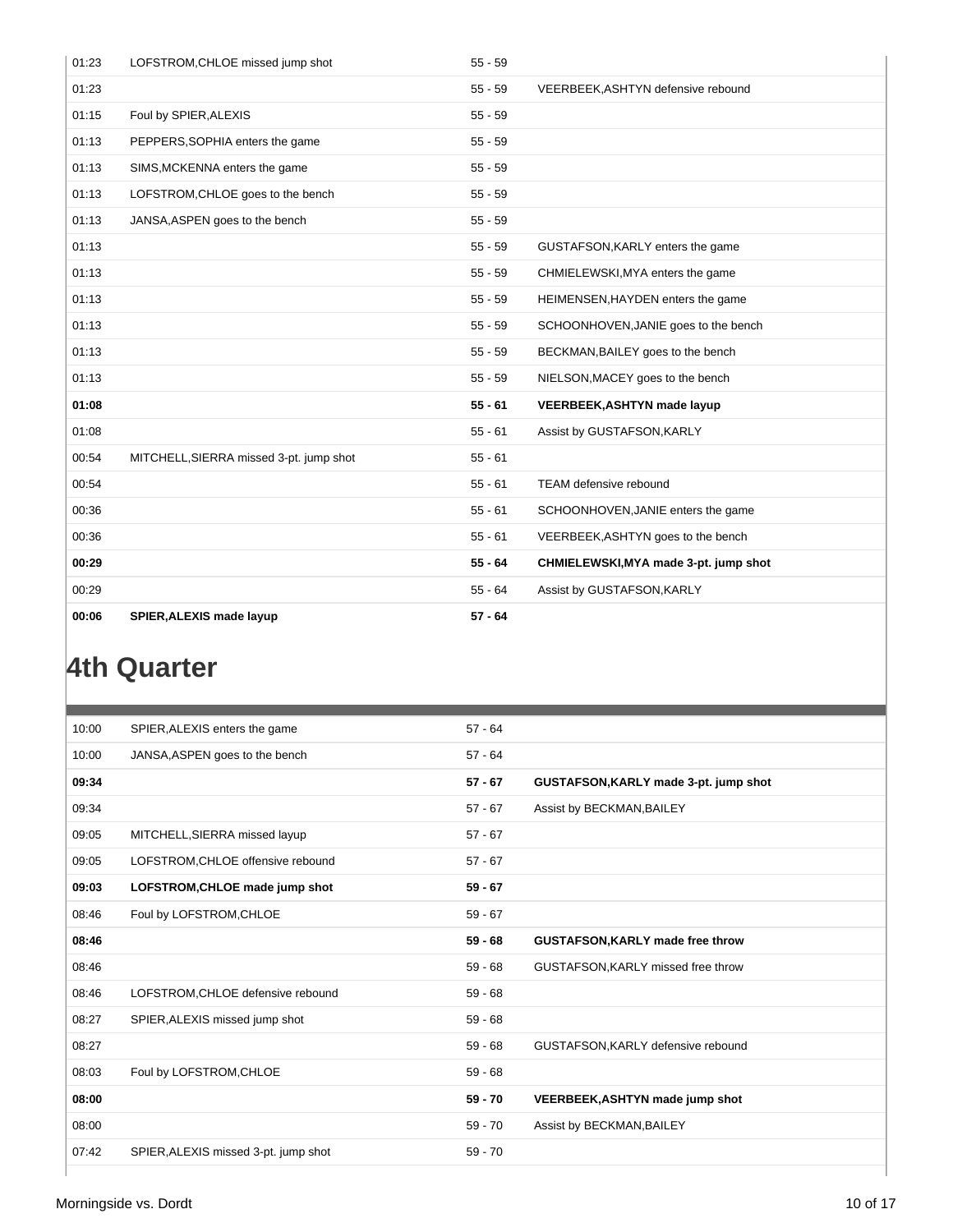| | | | |
|---|---|---|---|
| 01:23 | LOFSTROM,CHLOE missed jump shot | 55 - 59 | |
| 01:23 | | 55 - 59 | VEERBEEK,ASHTYN defensive rebound |
| 01:15 | Foul by SPIER,ALEXIS | 55 - 59 | |
| 01:13 | PEPPERS,SOPHIA enters the game | 55 - 59 | |
| 01:13 | SIMS,MCKENNA enters the game | 55 - 59 | |
| 01:13 | LOFSTROM,CHLOE goes to the bench | 55 - 59 | |
| 01:13 | JANSA,ASPEN goes to the bench | 55 - 59 | |
| 01:13 | | 55 - 59 | GUSTAFSON,KARLY enters the game |
| 01:13 | | 55 - 59 | CHMIELEWSKI,MYA enters the game |
| 01:13 | | 55 - 59 | HEIMENSEN,HAYDEN enters the game |
| 01:13 | | 55 - 59 | SCHOONHOVEN,JANIE goes to the bench |
| 01:13 | | 55 - 59 | BECKMAN,BAILEY goes to the bench |
| 01:13 | | 55 - 59 | NIELSON,MACEY goes to the bench |
| **01:08** | | **55 - 61** | **VEERBEEK,ASHTYN made layup** |
| 01:08 | | 55 - 61 | Assist by GUSTAFSON,KARLY |
| 00:54 | MITCHELL,SIERRA missed 3-pt. jump shot | 55 - 61 | |
| 00:54 | | 55 - 61 | TEAM defensive rebound |
| 00:36 | | 55 - 61 | SCHOONHOVEN,JANIE enters the game |
| 00:36 | | 55 - 61 | VEERBEEK,ASHTYN goes to the bench |
| **00:29** | | **55 - 64** | **CHMIELEWSKI,MYA made 3-pt. jump shot** |
| 00:29 | | 55 - 64 | Assist by GUSTAFSON,KARLY |
| **00:06** | **SPIER,ALEXIS made layup** | **57 - 64** | |

## 4th Quarter

| | | | |
|---|---|---|---|
| 10:00 | SPIER,ALEXIS enters the game | 57 - 64 | |
| 10:00 | JANSA,ASPEN goes to the bench | 57 - 64 | |
| **09:34** | | **57 - 67** | **GUSTAFSON,KARLY made 3-pt. jump shot** |
| 09:34 | | 57 - 67 | Assist by BECKMAN,BAILEY |
| 09:05 | MITCHELL,SIERRA missed layup | 57 - 67 | |
| 09:05 | LOFSTROM,CHLOE offensive rebound | 57 - 67 | |
| **09:03** | **LOFSTROM,CHLOE made jump shot** | **59 - 67** | |
| 08:46 | Foul by LOFSTROM,CHLOE | 59 - 67 | |
| **08:46** | | **59 - 68** | **GUSTAFSON,KARLY made free throw** |
| 08:46 | | 59 - 68 | GUSTAFSON,KARLY missed free throw |
| 08:46 | LOFSTROM,CHLOE defensive rebound | 59 - 68 | |
| 08:27 | SPIER,ALEXIS missed jump shot | 59 - 68 | |
| 08:27 | | 59 - 68 | GUSTAFSON,KARLY defensive rebound |
| 08:03 | Foul by LOFSTROM,CHLOE | 59 - 68 | |
| **08:00** | | **59 - 70** | **VEERBEEK,ASHTYN made jump shot** |
| 08:00 | | 59 - 70 | Assist by BECKMAN,BAILEY |
| 07:42 | SPIER,ALEXIS missed 3-pt. jump shot | 59 - 70 | |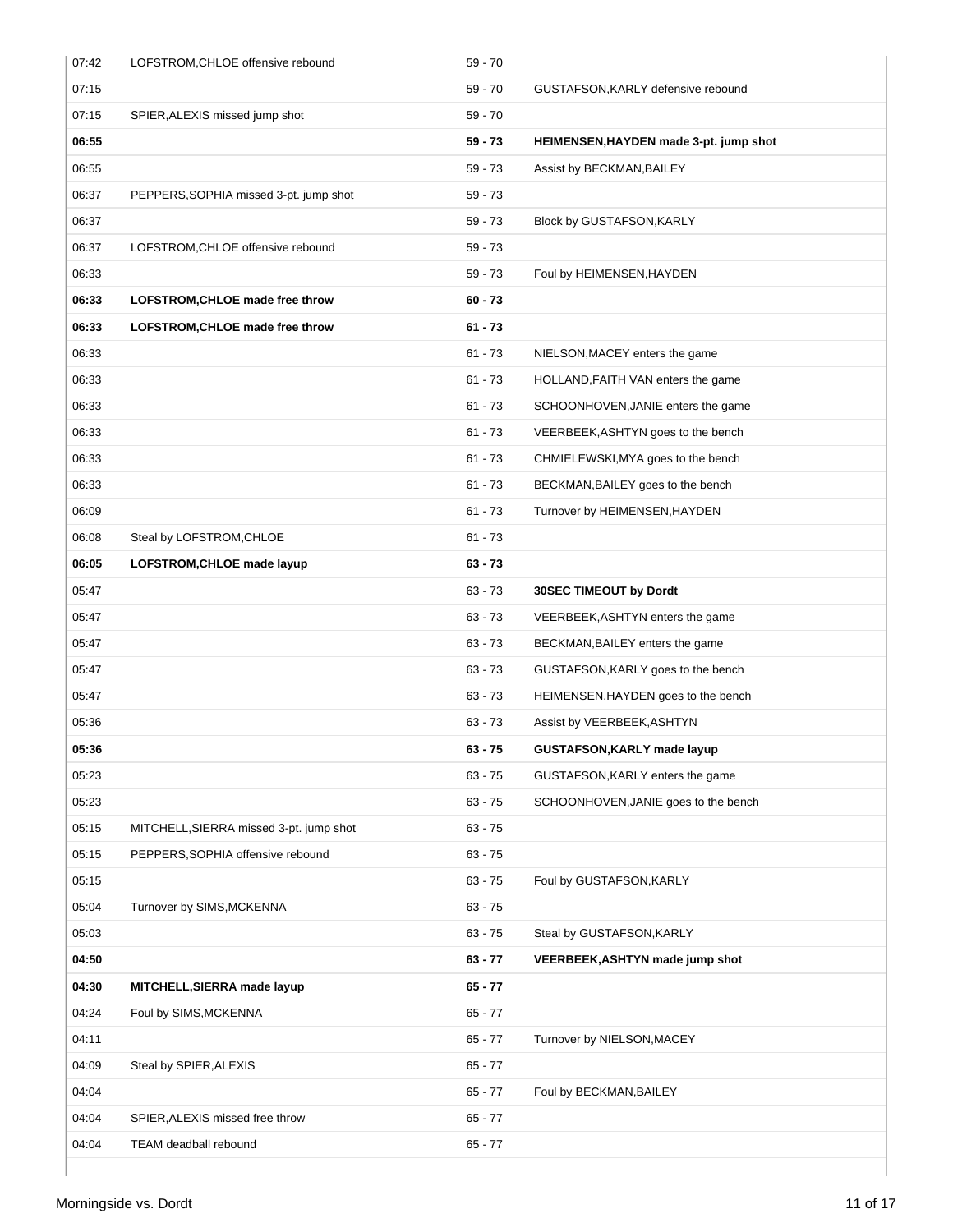| Time | Morningside | Score | Dordt |
|---|---|---|---|
| 07:42 | LOFSTROM,CHLOE offensive rebound | 59 - 70 | |
| 07:15 | | 59 - 70 | GUSTAFSON,KARLY defensive rebound |
| 07:15 | SPIER,ALEXIS missed jump shot | 59 - 70 | |
| **06:55** | | **59 - 73** | **HEIMENSEN,HAYDEN made 3-pt. jump shot** |
| 06:55 | | 59 - 73 | Assist by BECKMAN,BAILEY |
| 06:37 | PEPPERS,SOPHIA missed 3-pt. jump shot | 59 - 73 | |
| 06:37 | | 59 - 73 | Block by GUSTAFSON,KARLY |
| 06:37 | LOFSTROM,CHLOE offensive rebound | 59 - 73 | |
| 06:33 | | 59 - 73 | Foul by HEIMENSEN,HAYDEN |
| **06:33** | **LOFSTROM,CHLOE made free throw** | **60 - 73** | |
| **06:33** | **LOFSTROM,CHLOE made free throw** | **61 - 73** | |
| 06:33 | | 61 - 73 | NIELSON,MACEY enters the game |
| 06:33 | | 61 - 73 | HOLLAND,FAITH VAN enters the game |
| 06:33 | | 61 - 73 | SCHOONHOVEN,JANIE enters the game |
| 06:33 | | 61 - 73 | VEERBEEK,ASHTYN goes to the bench |
| 06:33 | | 61 - 73 | CHMIELEWSKI,MYA goes to the bench |
| 06:33 | | 61 - 73 | BECKMAN,BAILEY goes to the bench |
| 06:09 | | 61 - 73 | Turnover by HEIMENSEN,HAYDEN |
| 06:08 | Steal by LOFSTROM,CHLOE | 61 - 73 | |
| **06:05** | **LOFSTROM,CHLOE made layup** | **63 - 73** | |
| 05:47 | | 63 - 73 | **30SEC TIMEOUT by Dordt** |
| 05:47 | | 63 - 73 | VEERBEEK,ASHTYN enters the game |
| 05:47 | | 63 - 73 | BECKMAN,BAILEY enters the game |
| 05:47 | | 63 - 73 | GUSTAFSON,KARLY goes to the bench |
| 05:47 | | 63 - 73 | HEIMENSEN,HAYDEN goes to the bench |
| 05:36 | | 63 - 73 | Assist by VEERBEEK,ASHTYN |
| **05:36** | | **63 - 75** | **GUSTAFSON,KARLY made layup** |
| 05:23 | | 63 - 75 | GUSTAFSON,KARLY enters the game |
| 05:23 | | 63 - 75 | SCHOONHOVEN,JANIE goes to the bench |
| 05:15 | MITCHELL,SIERRA missed 3-pt. jump shot | 63 - 75 | |
| 05:15 | PEPPERS,SOPHIA offensive rebound | 63 - 75 | |
| 05:15 | | 63 - 75 | Foul by GUSTAFSON,KARLY |
| 05:04 | Turnover by SIMS,MCKENNA | 63 - 75 | |
| 05:03 | | 63 - 75 | Steal by GUSTAFSON,KARLY |
| **04:50** | | **63 - 77** | **VEERBEEK,ASHTYN made jump shot** |
| **04:30** | **MITCHELL,SIERRA made layup** | **65 - 77** | |
| 04:24 | Foul by SIMS,MCKENNA | 65 - 77 | |
| 04:11 | | 65 - 77 | Turnover by NIELSON,MACEY |
| 04:09 | Steal by SPIER,ALEXIS | 65 - 77 | |
| 04:04 | | 65 - 77 | Foul by BECKMAN,BAILEY |
| 04:04 | SPIER,ALEXIS missed free throw | 65 - 77 | |
| 04:04 | TEAM deadball rebound | 65 - 77 | |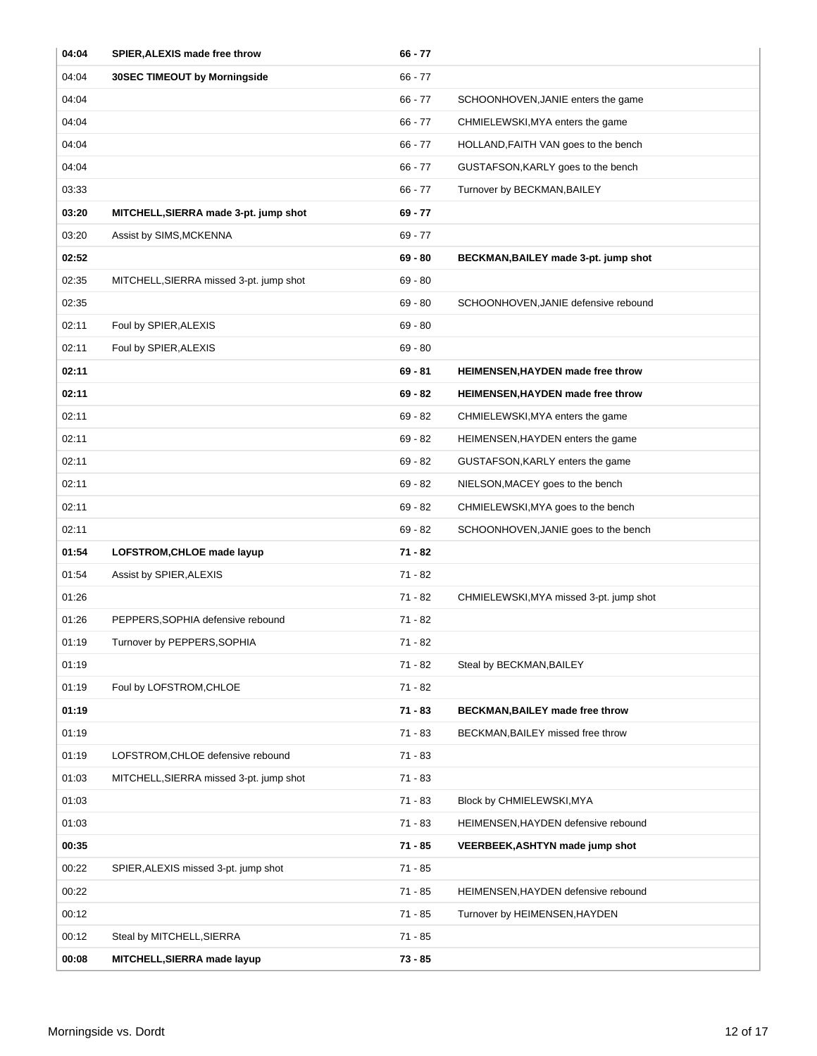| | | | |
|---|---|---|---|
| **04:04** | **SPIER,ALEXIS made free throw** | **66 - 77** | |
| 04:04 | **30SEC TIMEOUT by Morningside** | 66 - 77 | |
| 04:04 | | 66 - 77 | SCHOONHOVEN,JANIE enters the game |
| 04:04 | | 66 - 77 | CHMIELEWSKI,MYA enters the game |
| 04:04 | | 66 - 77 | HOLLAND,FAITH VAN goes to the bench |
| 04:04 | | 66 - 77 | GUSTAFSON,KARLY goes to the bench |
| 03:33 | | 66 - 77 | Turnover by BECKMAN,BAILEY |
| **03:20** | **MITCHELL,SIERRA made 3-pt. jump shot** | **69 - 77** | |
| 03:20 | Assist by SIMS,MCKENNA | 69 - 77 | |
| **02:52** | | **69 - 80** | **BECKMAN,BAILEY made 3-pt. jump shot** |
| 02:35 | MITCHELL,SIERRA missed 3-pt. jump shot | 69 - 80 | |
| 02:35 | | 69 - 80 | SCHOONHOVEN,JANIE defensive rebound |
| 02:11 | Foul by SPIER,ALEXIS | 69 - 80 | |
| 02:11 | Foul by SPIER,ALEXIS | 69 - 80 | |
| **02:11** | | **69 - 81** | **HEIMENSEN,HAYDEN made free throw** |
| **02:11** | | **69 - 82** | **HEIMENSEN,HAYDEN made free throw** |
| 02:11 | | 69 - 82 | CHMIELEWSKI,MYA enters the game |
| 02:11 | | 69 - 82 | HEIMENSEN,HAYDEN enters the game |
| 02:11 | | 69 - 82 | GUSTAFSON,KARLY enters the game |
| 02:11 | | 69 - 82 | NIELSON,MACEY goes to the bench |
| 02:11 | | 69 - 82 | CHMIELEWSKI,MYA goes to the bench |
| 02:11 | | 69 - 82 | SCHOONHOVEN,JANIE goes to the bench |
| **01:54** | **LOFSTROM,CHLOE made layup** | **71 - 82** | |
| 01:54 | Assist by SPIER,ALEXIS | 71 - 82 | |
| 01:26 | | 71 - 82 | CHMIELEWSKI,MYA missed 3-pt. jump shot |
| 01:26 | PEPPERS,SOPHIA defensive rebound | 71 - 82 | |
| 01:19 | Turnover by PEPPERS,SOPHIA | 71 - 82 | |
| 01:19 | | 71 - 82 | Steal by BECKMAN,BAILEY |
| 01:19 | Foul by LOFSTROM,CHLOE | 71 - 82 | |
| **01:19** | | **71 - 83** | **BECKMAN,BAILEY made free throw** |
| 01:19 | | 71 - 83 | BECKMAN,BAILEY missed free throw |
| 01:19 | LOFSTROM,CHLOE defensive rebound | 71 - 83 | |
| 01:03 | MITCHELL,SIERRA missed 3-pt. jump shot | 71 - 83 | |
| 01:03 | | 71 - 83 | Block by CHMIELEWSKI,MYA |
| 01:03 | | 71 - 83 | HEIMENSEN,HAYDEN defensive rebound |
| **00:35** | | **71 - 85** | **VEERBEEK,ASHTYN made jump shot** |
| 00:22 | SPIER,ALEXIS missed 3-pt. jump shot | 71 - 85 | |
| 00:22 | | 71 - 85 | HEIMENSEN,HAYDEN defensive rebound |
| 00:12 | | 71 - 85 | Turnover by HEIMENSEN,HAYDEN |
| 00:12 | Steal by MITCHELL,SIERRA | 71 - 85 | |
| **00:08** | **MITCHELL,SIERRA made layup** | **73 - 85** | |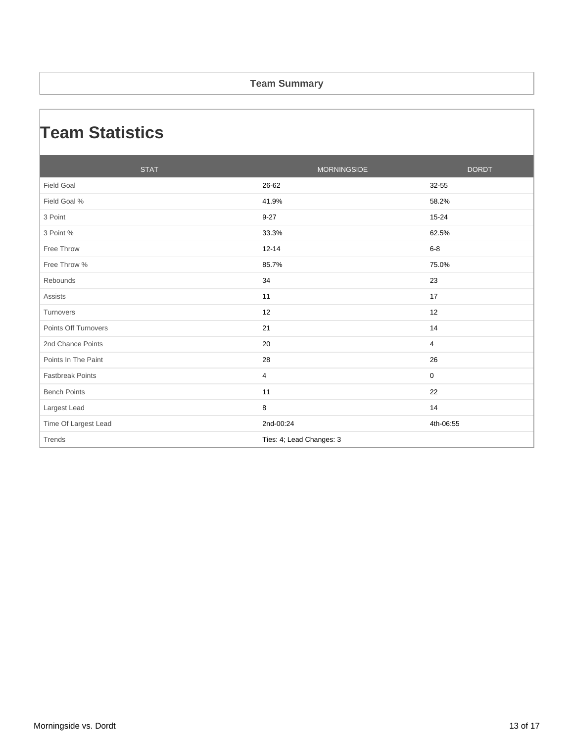## Team Summary

# Team Statistics

| STAT | MORNINGSIDE | DORDT |
|---|---|---|
| Field Goal | 26-62 | 32-55 |
| Field Goal % | 41.9% | 58.2% |
| 3 Point | 9-27 | 15-24 |
| 3 Point % | 33.3% | 62.5% |
| Free Throw | 12-14 | 6-8 |
| Free Throw % | 85.7% | 75.0% |
| Rebounds | 34 | 23 |
| Assists | 11 | 17 |
| Turnovers | 12 | 12 |
| Points Off Turnovers | 21 | 14 |
| 2nd Chance Points | 20 | 4 |
| Points In The Paint | 28 | 26 |
| Fastbreak Points | 4 | 0 |
| Bench Points | 11 | 22 |
| Largest Lead | 8 | 14 |
| Time Of Largest Lead | 2nd-00:24 | 4th-06:55 |
| Trends | Ties: 4; Lead Changes: 3 | |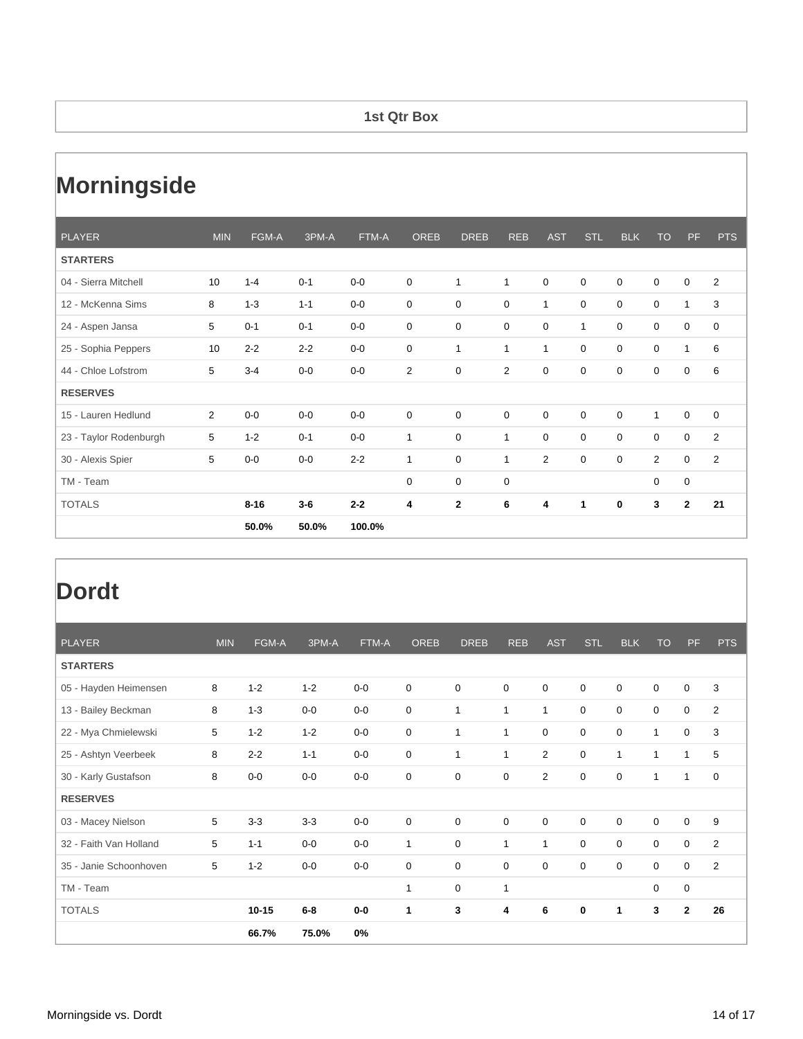## 1st Qtr Box

# Morningside

| PLAYER | MIN | FGM-A | 3PM-A | FTM-A | OREB | DREB | REB | AST | STL | BLK | TO | PF | PTS |
|---|---|---|---|---|---|---|---|---|---|---|---|---|---|
| **STARTERS** | | | | | | | | | | | | | |
| 04 - Sierra Mitchell | 10 | 1-4 | 0-1 | 0-0 | 0 | 1 | 1 | 0 | 0 | 0 | 0 | 0 | 2 |
| 12 - McKenna Sims | 8 | 1-3 | 1-1 | 0-0 | 0 | 0 | 0 | 1 | 0 | 0 | 0 | 1 | 3 |
| 24 - Aspen Jansa | 5 | 0-1 | 0-1 | 0-0 | 0 | 0 | 0 | 0 | 1 | 0 | 0 | 0 | 0 |
| 25 - Sophia Peppers | 10 | 2-2 | 2-2 | 0-0 | 0 | 1 | 1 | 1 | 0 | 0 | 0 | 1 | 6 |
| 44 - Chloe Lofstrom | 5 | 3-4 | 0-0 | 0-0 | 2 | 0 | 2 | 0 | 0 | 0 | 0 | 0 | 6 |
| **RESERVES** | | | | | | | | | | | | | |
| 15 - Lauren Hedlund | 2 | 0-0 | 0-0 | 0-0 | 0 | 0 | 0 | 0 | 0 | 0 | 1 | 0 | 0 |
| 23 - Taylor Rodenburgh | 5 | 1-2 | 0-1 | 0-0 | 1 | 0 | 1 | 0 | 0 | 0 | 0 | 0 | 2 |
| 30 - Alexis Spier | 5 | 0-0 | 0-0 | 2-2 | 1 | 0 | 1 | 2 | 0 | 0 | 2 | 0 | 2 |
| TM - Team | | | | | 0 | 0 | 0 | | | | 0 | 0 | |
| TOTALS | | **8-16** | **3-6** | **2-2** | **4** | **2** | **6** | **4** | **1** | **0** | **3** | **2** | **21** |
| | | **50.0%** | **50.0%** | **100.0%** | | | | | | | | | |

# Dordt

| PLAYER | MIN | FGM-A | 3PM-A | FTM-A | OREB | DREB | REB | AST | STL | BLK | TO | PF | PTS |
|---|---|---|---|---|---|---|---|---|---|---|---|---|---|
| **STARTERS** | | | | | | | | | | | | | |
| 05 - Hayden Heimensen | 8 | 1-2 | 1-2 | 0-0 | 0 | 0 | 0 | 0 | 0 | 0 | 0 | 0 | 3 |
| 13 - Bailey Beckman | 8 | 1-3 | 0-0 | 0-0 | 0 | 1 | 1 | 1 | 0 | 0 | 0 | 0 | 2 |
| 22 - Mya Chmielewski | 5 | 1-2 | 1-2 | 0-0 | 0 | 1 | 1 | 0 | 0 | 0 | 1 | 0 | 3 |
| 25 - Ashtyn Veerbeek | 8 | 2-2 | 1-1 | 0-0 | 0 | 1 | 1 | 2 | 0 | 1 | 1 | 1 | 5 |
| 30 - Karly Gustafson | 8 | 0-0 | 0-0 | 0-0 | 0 | 0 | 0 | 2 | 0 | 0 | 1 | 1 | 0 |
| **RESERVES** | | | | | | | | | | | | | |
| 03 - Macey Nielson | 5 | 3-3 | 3-3 | 0-0 | 0 | 0 | 0 | 0 | 0 | 0 | 0 | 0 | 9 |
| 32 - Faith Van Holland | 5 | 1-1 | 0-0 | 0-0 | 1 | 0 | 1 | 1 | 0 | 0 | 0 | 0 | 2 |
| 35 - Janie Schoonhoven | 5 | 1-2 | 0-0 | 0-0 | 0 | 0 | 0 | 0 | 0 | 0 | 0 | 0 | 2 |
| TM - Team | | | | | 1 | 0 | 1 | | | | 0 | 0 | |
| TOTALS | | **10-15** | **6-8** | **0-0** | **1** | **3** | **4** | **6** | **0** | **1** | **3** | **2** | **26** |
| | | **66.7%** | **75.0%** | **0%** | | | | | | | | | |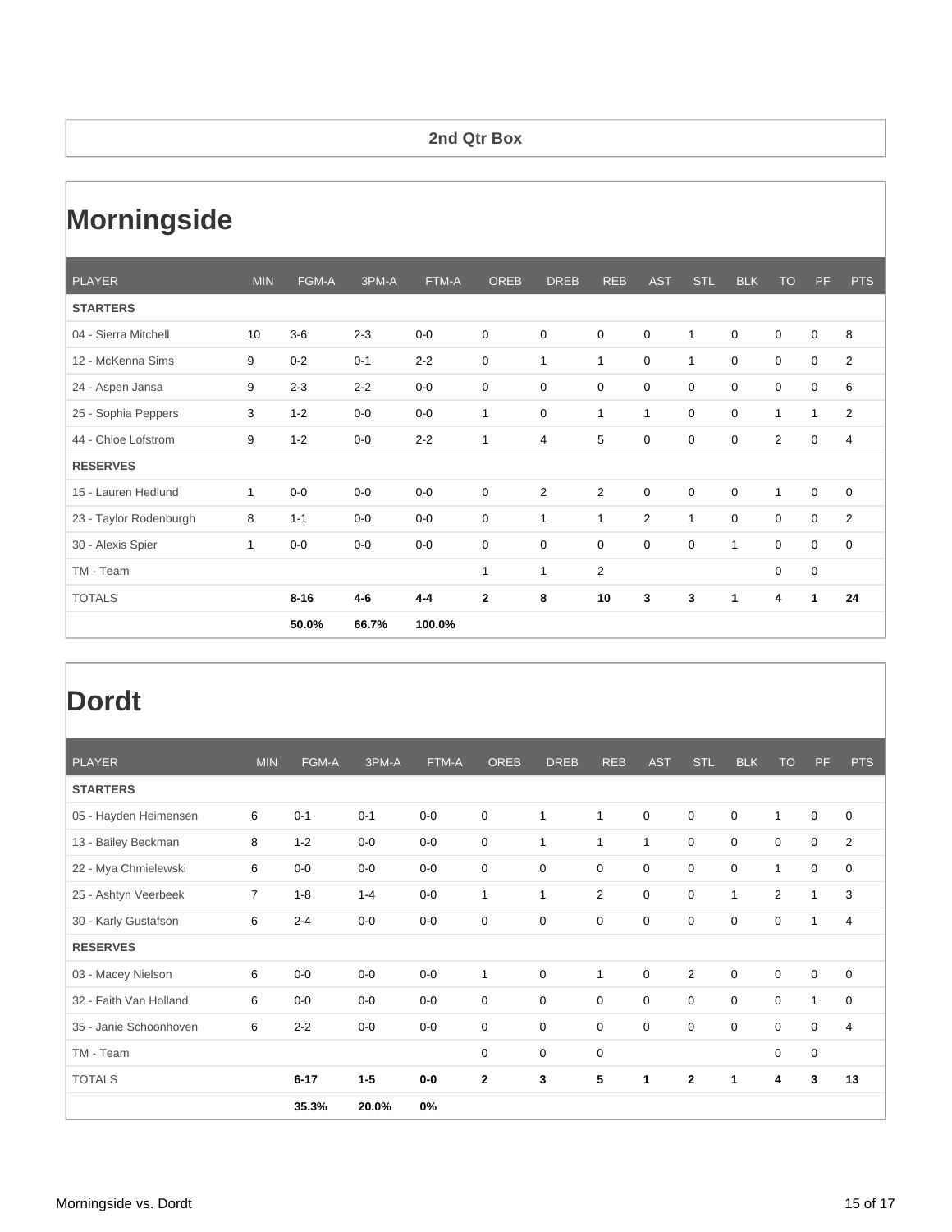## 2nd Qtr Box

# Morningside

| PLAYER | MIN | FGM-A | 3PM-A | FTM-A | OREB | DREB | REB | AST | STL | BLK | TO | PF | PTS |
|---|---|---|---|---|---|---|---|---|---|---|---|---|---|
| **STARTERS** | | | | | | | | | | | | | |
| 04 - Sierra Mitchell | 10 | 3-6 | 2-3 | 0-0 | 0 | 0 | 0 | 0 | 1 | 0 | 0 | 0 | 8 |
| 12 - McKenna Sims | 9 | 0-2 | 0-1 | 2-2 | 0 | 1 | 1 | 0 | 1 | 0 | 0 | 0 | 2 |
| 24 - Aspen Jansa | 9 | 2-3 | 2-2 | 0-0 | 0 | 0 | 0 | 0 | 0 | 0 | 0 | 0 | 6 |
| 25 - Sophia Peppers | 3 | 1-2 | 0-0 | 0-0 | 1 | 0 | 1 | 1 | 0 | 0 | 1 | 1 | 2 |
| 44 - Chloe Lofstrom | 9 | 1-2 | 0-0 | 2-2 | 1 | 4 | 5 | 0 | 0 | 0 | 2 | 0 | 4 |
| **RESERVES** | | | | | | | | | | | | | |
| 15 - Lauren Hedlund | 1 | 0-0 | 0-0 | 0-0 | 0 | 2 | 2 | 0 | 0 | 0 | 1 | 0 | 0 |
| 23 - Taylor Rodenburgh | 8 | 1-1 | 0-0 | 0-0 | 0 | 1 | 1 | 2 | 1 | 0 | 0 | 0 | 2 |
| 30 - Alexis Spier | 1 | 0-0 | 0-0 | 0-0 | 0 | 0 | 0 | 0 | 0 | 1 | 0 | 0 | 0 |
| TM - Team | | | | | 1 | 1 | 2 | | | | 0 | 0 | |
| TOTALS | | **8-16** | **4-6** | **4-4** | **2** | **8** | **10** | **3** | **3** | **1** | **4** | **1** | **24** |
| | | **50.0%** | **66.7%** | **100.0%** | | | | | | | | | |

# Dordt

| PLAYER | MIN | FGM-A | 3PM-A | FTM-A | OREB | DREB | REB | AST | STL | BLK | TO | PF | PTS |
|---|---|---|---|---|---|---|---|---|---|---|---|---|---|
| **STARTERS** | | | | | | | | | | | | | |
| 05 - Hayden Heimensen | 6 | 0-1 | 0-1 | 0-0 | 0 | 1 | 1 | 0 | 0 | 0 | 1 | 0 | 0 |
| 13 - Bailey Beckman | 8 | 1-2 | 0-0 | 0-0 | 0 | 1 | 1 | 1 | 0 | 0 | 0 | 0 | 2 |
| 22 - Mya Chmielewski | 6 | 0-0 | 0-0 | 0-0 | 0 | 0 | 0 | 0 | 0 | 0 | 1 | 0 | 0 |
| 25 - Ashtyn Veerbeek | 7 | 1-8 | 1-4 | 0-0 | 1 | 1 | 2 | 0 | 0 | 1 | 2 | 1 | 3 |
| 30 - Karly Gustafson | 6 | 2-4 | 0-0 | 0-0 | 0 | 0 | 0 | 0 | 0 | 0 | 0 | 1 | 4 |
| **RESERVES** | | | | | | | | | | | | | |
| 03 - Macey Nielson | 6 | 0-0 | 0-0 | 0-0 | 1 | 0 | 1 | 0 | 2 | 0 | 0 | 0 | 0 |
| 32 - Faith Van Holland | 6 | 0-0 | 0-0 | 0-0 | 0 | 0 | 0 | 0 | 0 | 0 | 0 | 1 | 0 |
| 35 - Janie Schoonhoven | 6 | 2-2 | 0-0 | 0-0 | 0 | 0 | 0 | 0 | 0 | 0 | 0 | 0 | 4 |
| TM - Team | | | | | 0 | 0 | 0 | | | | 0 | 0 | |
| TOTALS | | **6-17** | **1-5** | **0-0** | **2** | **3** | **5** | **1** | **2** | **1** | **4** | **3** | **13** |
| | | **35.3%** | **20.0%** | **0%** | | | | | | | | | |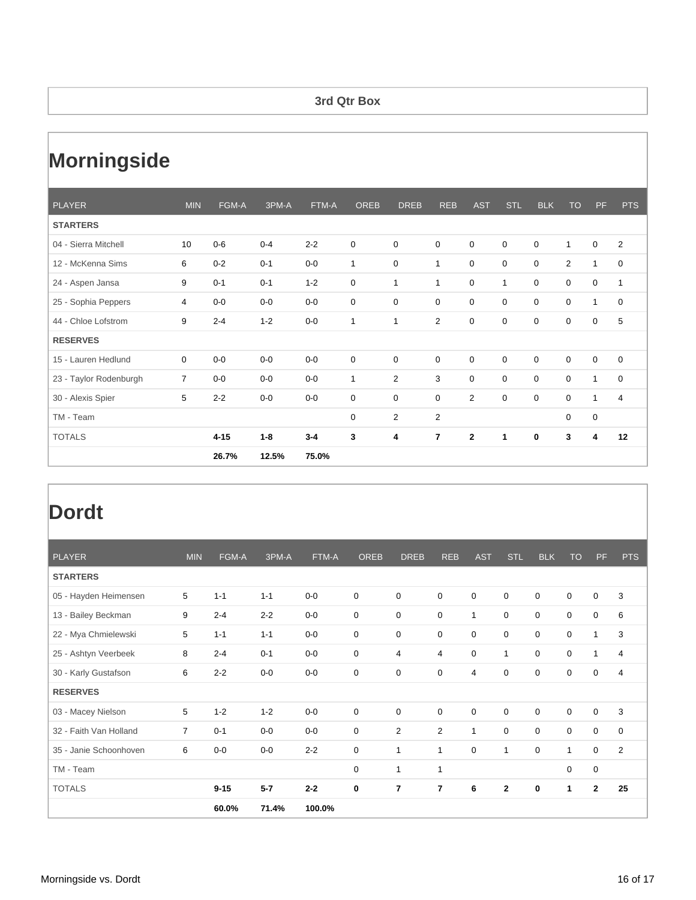**3rd Qtr Box**

# Morningside

| PLAYER | MIN | FGM-A | 3PM-A | FTM-A | OREB | DREB | REB | AST | STL | BLK | TO | PF | PTS |
|---|---|---|---|---|---|---|---|---|---|---|---|---|---|
| **STARTERS** | | | | | | | | | | | | | |
| 04 - Sierra Mitchell | 10 | 0-6 | 0-4 | 2-2 | 0 | 0 | 0 | 0 | 0 | 0 | 1 | 0 | 2 |
| 12 - McKenna Sims | 6 | 0-2 | 0-1 | 0-0 | 1 | 0 | 1 | 0 | 0 | 0 | 2 | 1 | 0 |
| 24 - Aspen Jansa | 9 | 0-1 | 0-1 | 1-2 | 0 | 1 | 1 | 0 | 1 | 0 | 0 | 0 | 1 |
| 25 - Sophia Peppers | 4 | 0-0 | 0-0 | 0-0 | 0 | 0 | 0 | 0 | 0 | 0 | 0 | 1 | 0 |
| 44 - Chloe Lofstrom | 9 | 2-4 | 1-2 | 0-0 | 1 | 1 | 2 | 0 | 0 | 0 | 0 | 0 | 5 |
| **RESERVES** | | | | | | | | | | | | | |
| 15 - Lauren Hedlund | 0 | 0-0 | 0-0 | 0-0 | 0 | 0 | 0 | 0 | 0 | 0 | 0 | 0 | 0 |
| 23 - Taylor Rodenburgh | 7 | 0-0 | 0-0 | 0-0 | 1 | 2 | 3 | 0 | 0 | 0 | 0 | 1 | 0 |
| 30 - Alexis Spier | 5 | 2-2 | 0-0 | 0-0 | 0 | 0 | 0 | 2 | 0 | 0 | 0 | 1 | 4 |
| TM - Team | | | | | 0 | 2 | 2 | | | | 0 | 0 | |
| TOTALS | | **4-15** | **1-8** | **3-4** | **3** | **4** | **7** | **2** | **1** | **0** | **3** | **4** | **12** |
| | | **26.7%** | **12.5%** | **75.0%** | | | | | | | | | |

# Dordt

| PLAYER | MIN | FGM-A | 3PM-A | FTM-A | OREB | DREB | REB | AST | STL | BLK | TO | PF | PTS |
|---|---|---|---|---|---|---|---|---|---|---|---|---|---|
| **STARTERS** | | | | | | | | | | | | | |
| 05 - Hayden Heimensen | 5 | 1-1 | 1-1 | 0-0 | 0 | 0 | 0 | 0 | 0 | 0 | 0 | 0 | 3 |
| 13 - Bailey Beckman | 9 | 2-4 | 2-2 | 0-0 | 0 | 0 | 0 | 1 | 0 | 0 | 0 | 0 | 6 |
| 22 - Mya Chmielewski | 5 | 1-1 | 1-1 | 0-0 | 0 | 0 | 0 | 0 | 0 | 0 | 0 | 1 | 3 |
| 25 - Ashtyn Veerbeek | 8 | 2-4 | 0-1 | 0-0 | 0 | 4 | 4 | 0 | 1 | 0 | 0 | 1 | 4 |
| 30 - Karly Gustafson | 6 | 2-2 | 0-0 | 0-0 | 0 | 0 | 0 | 4 | 0 | 0 | 0 | 0 | 4 |
| **RESERVES** | | | | | | | | | | | | | |
| 03 - Macey Nielson | 5 | 1-2 | 1-2 | 0-0 | 0 | 0 | 0 | 0 | 0 | 0 | 0 | 0 | 3 |
| 32 - Faith Van Holland | 7 | 0-1 | 0-0 | 0-0 | 0 | 2 | 2 | 1 | 0 | 0 | 0 | 0 | 0 |
| 35 - Janie Schoonhoven | 6 | 0-0 | 0-0 | 2-2 | 0 | 1 | 1 | 0 | 1 | 0 | 1 | 0 | 2 |
| TM - Team | | | | | 0 | 1 | 1 | | | | 0 | 0 | |
| TOTALS | | **9-15** | **5-7** | **2-2** | **0** | **7** | **7** | **6** | **2** | **0** | **1** | **2** | **25** |
| | | **60.0%** | **71.4%** | **100.0%** | | | | | | | | | |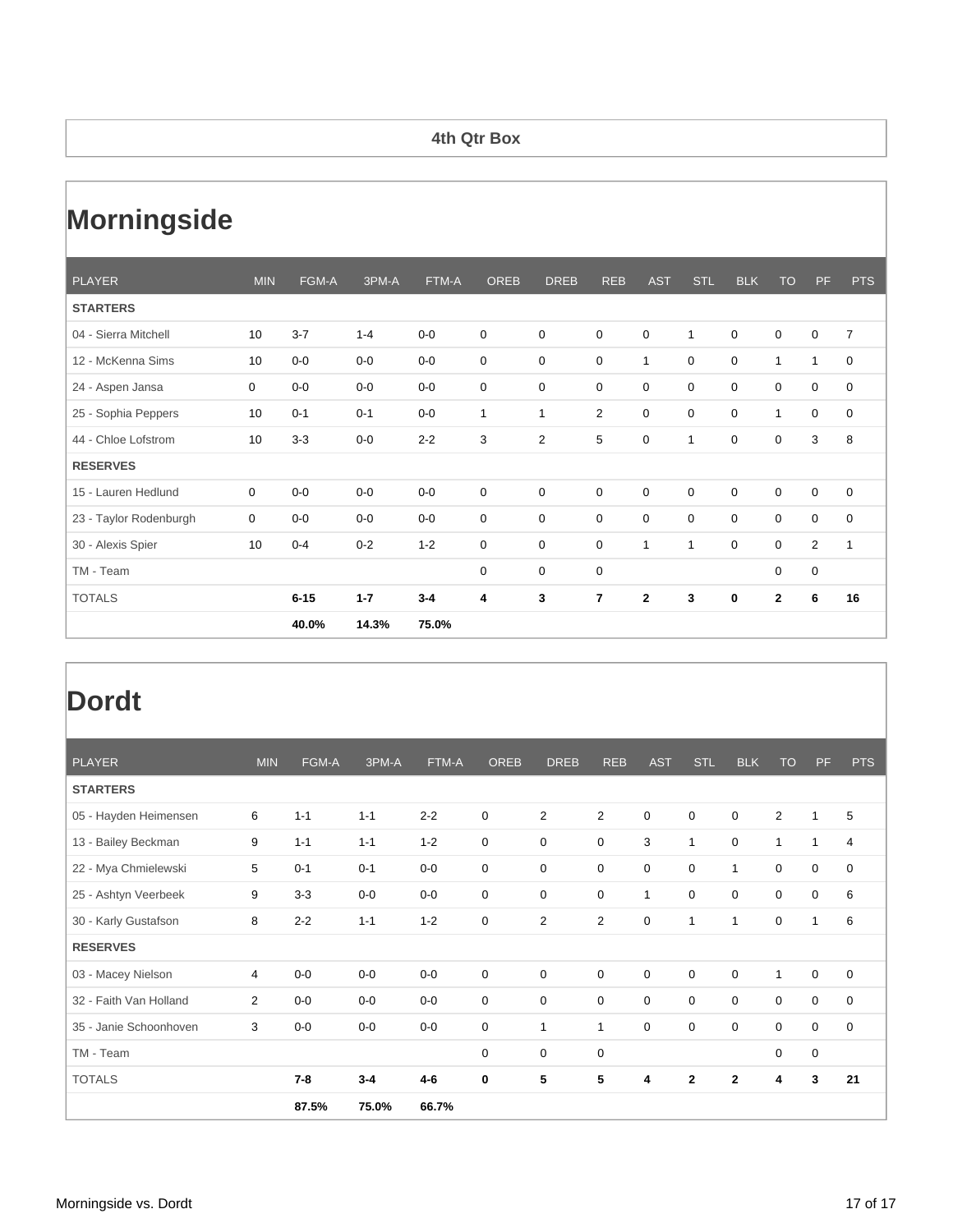**4th Qtr Box**

# Morningside

| PLAYER | MIN | FGM-A | 3PM-A | FTM-A | OREB | DREB | REB | AST | STL | BLK | TO | PF | PTS |
|---|---|---|---|---|---|---|---|---|---|---|---|---|---|
| **STARTERS** | | | | | | | | | | | | | |
| 04 - Sierra Mitchell | 10 | 3-7 | 1-4 | 0-0 | 0 | 0 | 0 | 0 | 1 | 0 | 0 | 0 | 7 |
| 12 - McKenna Sims | 10 | 0-0 | 0-0 | 0-0 | 0 | 0 | 0 | 1 | 0 | 0 | 1 | 1 | 0 |
| 24 - Aspen Jansa | 0 | 0-0 | 0-0 | 0-0 | 0 | 0 | 0 | 0 | 0 | 0 | 0 | 0 | 0 |
| 25 - Sophia Peppers | 10 | 0-1 | 0-1 | 0-0 | 1 | 1 | 2 | 0 | 0 | 0 | 1 | 0 | 0 |
| 44 - Chloe Lofstrom | 10 | 3-3 | 0-0 | 2-2 | 3 | 2 | 5 | 0 | 1 | 0 | 0 | 3 | 8 |
| **RESERVES** | | | | | | | | | | | | | |
| 15 - Lauren Hedlund | 0 | 0-0 | 0-0 | 0-0 | 0 | 0 | 0 | 0 | 0 | 0 | 0 | 0 | 0 |
| 23 - Taylor Rodenburgh | 0 | 0-0 | 0-0 | 0-0 | 0 | 0 | 0 | 0 | 0 | 0 | 0 | 0 | 0 |
| 30 - Alexis Spier | 10 | 0-4 | 0-2 | 1-2 | 0 | 0 | 0 | 1 | 1 | 0 | 0 | 2 | 1 |
| TM - Team | | | | | 0 | 0 | 0 | | | | 0 | 0 | |
| TOTALS | | **6-15** | **1-7** | **3-4** | **4** | **3** | **7** | **2** | **3** | **0** | **2** | **6** | **16** |
| | | **40.0%** | **14.3%** | **75.0%** | | | | | | | | | |

# Dordt

| PLAYER | MIN | FGM-A | 3PM-A | FTM-A | OREB | DREB | REB | AST | STL | BLK | TO | PF | PTS |
|---|---|---|---|---|---|---|---|---|---|---|---|---|---|
| **STARTERS** | | | | | | | | | | | | | |
| 05 - Hayden Heimensen | 6 | 1-1 | 1-1 | 2-2 | 0 | 2 | 2 | 0 | 0 | 0 | 2 | 1 | 5 |
| 13 - Bailey Beckman | 9 | 1-1 | 1-1 | 1-2 | 0 | 0 | 0 | 3 | 1 | 0 | 1 | 1 | 4 |
| 22 - Mya Chmielewski | 5 | 0-1 | 0-1 | 0-0 | 0 | 0 | 0 | 0 | 0 | 1 | 0 | 0 | 0 |
| 25 - Ashtyn Veerbeek | 9 | 3-3 | 0-0 | 0-0 | 0 | 0 | 0 | 1 | 0 | 0 | 0 | 0 | 6 |
| 30 - Karly Gustafson | 8 | 2-2 | 1-1 | 1-2 | 0 | 2 | 2 | 0 | 1 | 1 | 0 | 1 | 6 |
| **RESERVES** | | | | | | | | | | | | | |
| 03 - Macey Nielson | 4 | 0-0 | 0-0 | 0-0 | 0 | 0 | 0 | 0 | 0 | 0 | 1 | 0 | 0 |
| 32 - Faith Van Holland | 2 | 0-0 | 0-0 | 0-0 | 0 | 0 | 0 | 0 | 0 | 0 | 0 | 0 | 0 |
| 35 - Janie Schoonhoven | 3 | 0-0 | 0-0 | 0-0 | 0 | 1 | 1 | 0 | 0 | 0 | 0 | 0 | 0 |
| TM - Team | | | | | 0 | 0 | 0 | | | | 0 | 0 | |
| TOTALS | | **7-8** | **3-4** | **4-6** | **0** | **5** | **5** | **4** | **2** | **2** | **4** | **3** | **21** |
| | | **87.5%** | **75.0%** | **66.7%** | | | | | | | | | |